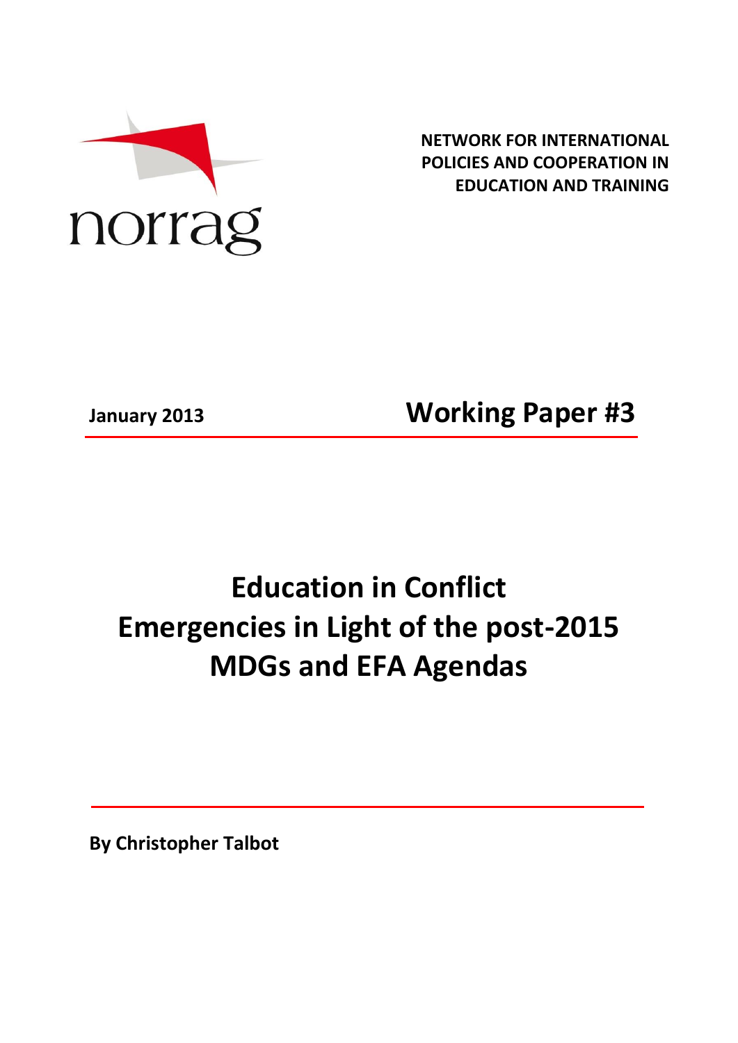norrag

**NETWORK FOR INTERNATIONAL POLICIES AND COOPERATION IN EDUCATION AND TRAINING**

**January 2013**

**Working Paper #3**

# Education in Conflict Emergencies in Light of the post-2015 MDGs and EFA Agendas

**By Christopher Talbot**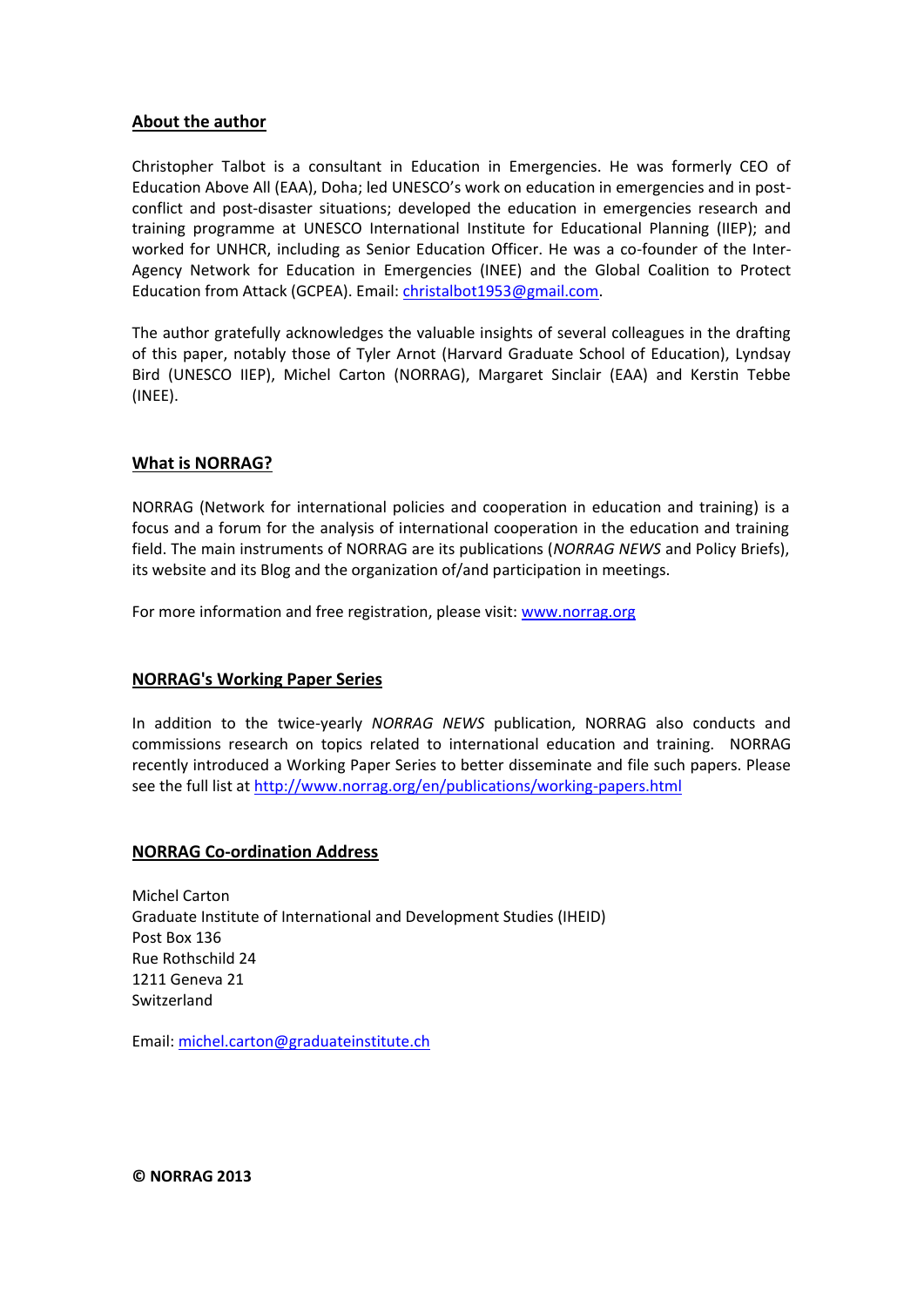## About the author

Christopher Talbot is a consultant in Education in Emergencies. He was formerly CEO of Education Above All (EAA), Doha; led UNESCO's work on education in emergencies and in post-conflict and post-disaster situations; developed the education in emergencies research and training programme at UNESCO International Institute for Educational Planning (IIEP); and worked for UNHCR, including as Senior Education Officer. He was a co-founder of the Inter-Agency Network for Education in Emergencies (INEE) and the Global Coalition to Protect Education from Attack (GCPEA). Email: christalbot1953@gmail.com.

The author gratefully acknowledges the valuable insights of several colleagues in the drafting of this paper, notably those of Tyler Arnot (Harvard Graduate School of Education), Lyndsay Bird (UNESCO IIEP), Michel Carton (NORRAG), Margaret Sinclair (EAA) and Kerstin Tebbe (INEE).

## What is NORRAG?

NORRAG (Network for international policies and cooperation in education and training) is a focus and a forum for the analysis of international cooperation in the education and training field. The main instruments of NORRAG are its publications (*NORRAG NEWS* and Policy Briefs), its website and its Blog and the organization of/and participation in meetings.

For more information and free registration, please visit: www.norrag.org

## NORRAG's Working Paper Series

In addition to the twice-yearly *NORRAG NEWS* publication, NORRAG also conducts and commissions research on topics related to international education and training. NORRAG recently introduced a Working Paper Series to better disseminate and file such papers. Please see the full list at http://www.norrag.org/en/publications/working-papers.html

## NORRAG Co-ordination Address

Michel Carton
Graduate Institute of International and Development Studies (IHEID)
Post Box 136
Rue Rothschild 24
1211 Geneva 21
Switzerland

Email: michel.carton@graduateinstitute.ch

**© NORRAG 2013**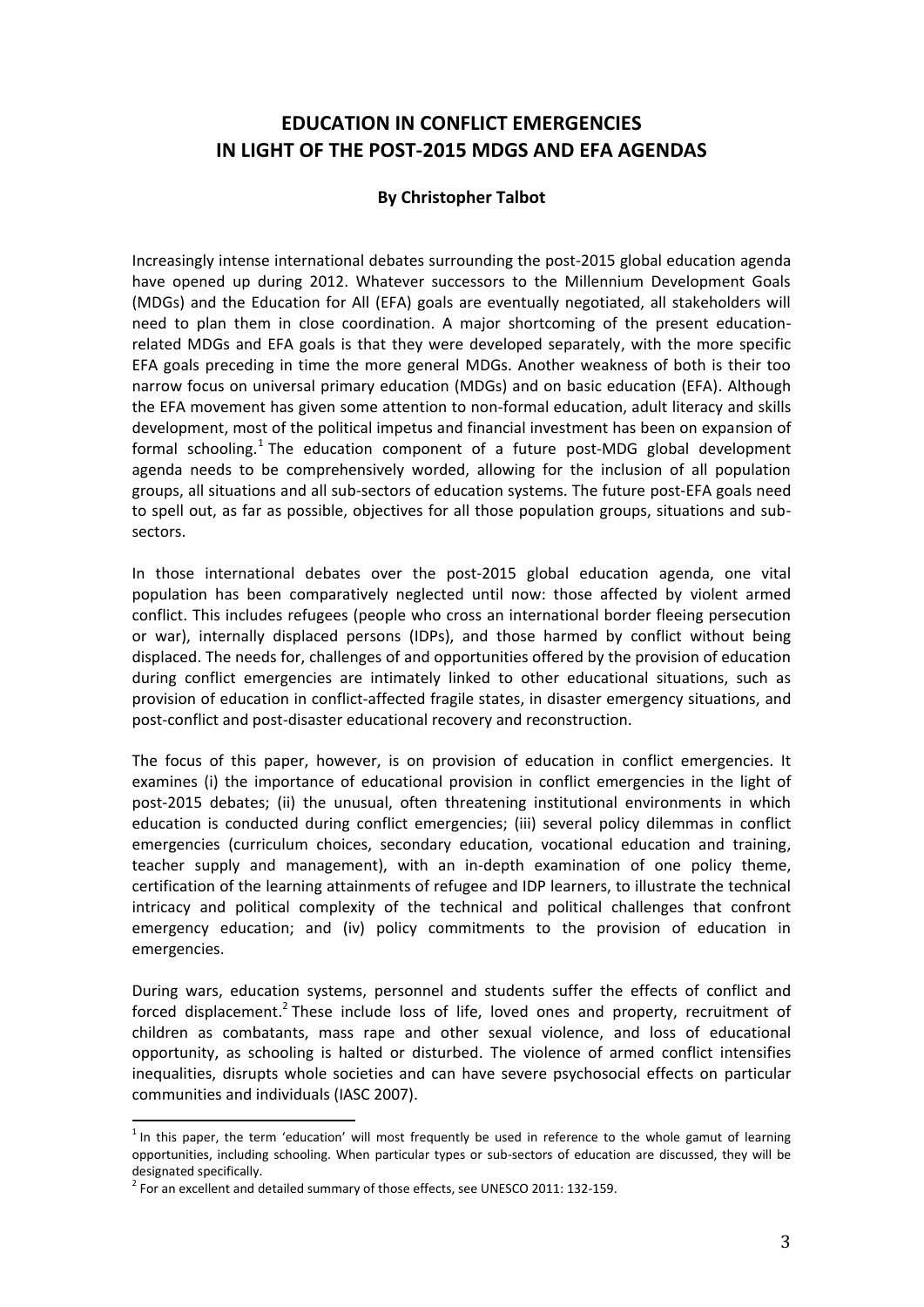# EDUCATION IN CONFLICT EMERGENCIES IN LIGHT OF THE POST-2015 MDGS AND EFA AGENDAS

**By Christopher Talbot**

Increasingly intense international debates surrounding the post-2015 global education agenda have opened up during 2012. Whatever successors to the Millennium Development Goals (MDGs) and the Education for All (EFA) goals are eventually negotiated, all stakeholders will need to plan them in close coordination. A major shortcoming of the present education-related MDGs and EFA goals is that they were developed separately, with the more specific EFA goals preceding in time the more general MDGs. Another weakness of both is their too narrow focus on universal primary education (MDGs) and on basic education (EFA). Although the EFA movement has given some attention to non-formal education, adult literacy and skills development, most of the political impetus and financial investment has been on expansion of formal schooling.[1] The education component of a future post-MDG global development agenda needs to be comprehensively worded, allowing for the inclusion of all population groups, all situations and all sub-sectors of education systems. The future post-EFA goals need to spell out, as far as possible, objectives for all those population groups, situations and sub-sectors.

In those international debates over the post-2015 global education agenda, one vital population has been comparatively neglected until now: those affected by violent armed conflict. This includes refugees (people who cross an international border fleeing persecution or war), internally displaced persons (IDPs), and those harmed by conflict without being displaced. The needs for, challenges of and opportunities offered by the provision of education during conflict emergencies are intimately linked to other educational situations, such as provision of education in conflict-affected fragile states, in disaster emergency situations, and post-conflict and post-disaster educational recovery and reconstruction.

The focus of this paper, however, is on provision of education in conflict emergencies. It examines (i) the importance of educational provision in conflict emergencies in the light of post-2015 debates; (ii) the unusual, often threatening institutional environments in which education is conducted during conflict emergencies; (iii) several policy dilemmas in conflict emergencies (curriculum choices, secondary education, vocational education and training, teacher supply and management), with an in-depth examination of one policy theme, certification of the learning attainments of refugee and IDP learners, to illustrate the technical intricacy and political complexity of the technical and political challenges that confront emergency education; and (iv) policy commitments to the provision of education in emergencies.

During wars, education systems, personnel and students suffer the effects of conflict and forced displacement.[2] These include loss of life, loved ones and property, recruitment of children as combatants, mass rape and other sexual violence, and loss of educational opportunity, as schooling is halted or disturbed. The violence of armed conflict intensifies inequalities, disrupts whole societies and can have severe psychosocial effects on particular communities and individuals (IASC 2007).

---

[1] In this paper, the term 'education' will most frequently be used in reference to the whole gamut of learning opportunities, including schooling. When particular types or sub-sectors of education are discussed, they will be designated specifically.

[2] For an excellent and detailed summary of those effects, see UNESCO 2011: 132-159.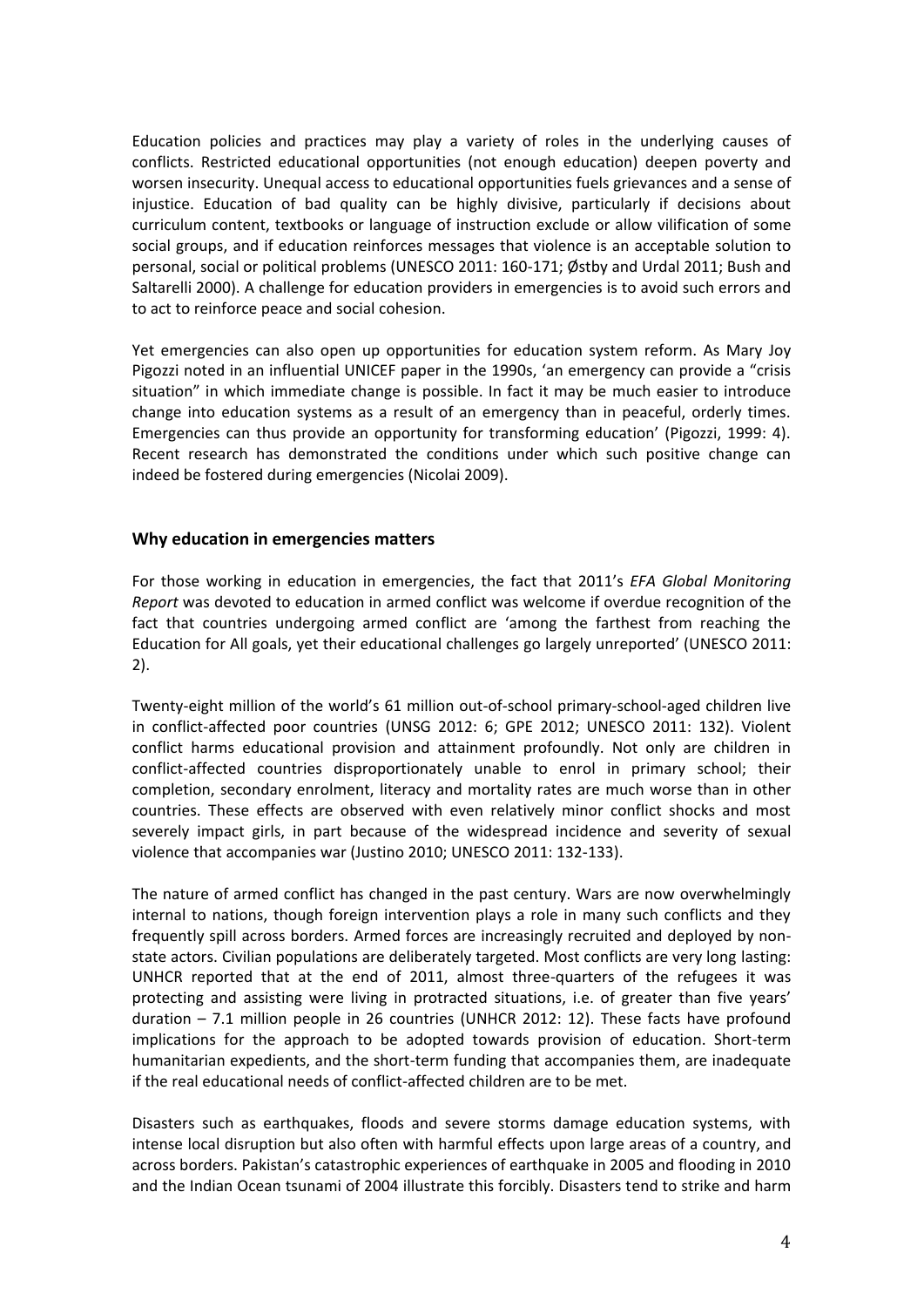Education policies and practices may play a variety of roles in the underlying causes of conflicts. Restricted educational opportunities (not enough education) deepen poverty and worsen insecurity. Unequal access to educational opportunities fuels grievances and a sense of injustice. Education of bad quality can be highly divisive, particularly if decisions about curriculum content, textbooks or language of instruction exclude or allow vilification of some social groups, and if education reinforces messages that violence is an acceptable solution to personal, social or political problems (UNESCO 2011: 160-171; Østby and Urdal 2011; Bush and Saltarelli 2000). A challenge for education providers in emergencies is to avoid such errors and to act to reinforce peace and social cohesion.

Yet emergencies can also open up opportunities for education system reform. As Mary Joy Pigozzi noted in an influential UNICEF paper in the 1990s, 'an emergency can provide a "crisis situation" in which immediate change is possible. In fact it may be much easier to introduce change into education systems as a result of an emergency than in peaceful, orderly times. Emergencies can thus provide an opportunity for transforming education' (Pigozzi, 1999: 4). Recent research has demonstrated the conditions under which such positive change can indeed be fostered during emergencies (Nicolai 2009).

## Why education in emergencies matters

For those working in education in emergencies, the fact that 2011's *EFA Global Monitoring Report* was devoted to education in armed conflict was welcome if overdue recognition of the fact that countries undergoing armed conflict are 'among the farthest from reaching the Education for All goals, yet their educational challenges go largely unreported' (UNESCO 2011: 2).

Twenty-eight million of the world's 61 million out-of-school primary-school-aged children live in conflict-affected poor countries (UNSG 2012: 6; GPE 2012; UNESCO 2011: 132). Violent conflict harms educational provision and attainment profoundly. Not only are children in conflict-affected countries disproportionately unable to enrol in primary school; their completion, secondary enrolment, literacy and mortality rates are much worse than in other countries. These effects are observed with even relatively minor conflict shocks and most severely impact girls, in part because of the widespread incidence and severity of sexual violence that accompanies war (Justino 2010; UNESCO 2011: 132-133).

The nature of armed conflict has changed in the past century. Wars are now overwhelmingly internal to nations, though foreign intervention plays a role in many such conflicts and they frequently spill across borders. Armed forces are increasingly recruited and deployed by non-state actors. Civilian populations are deliberately targeted. Most conflicts are very long lasting: UNHCR reported that at the end of 2011, almost three-quarters of the refugees it was protecting and assisting were living in protracted situations, i.e. of greater than five years' duration – 7.1 million people in 26 countries (UNHCR 2012: 12). These facts have profound implications for the approach to be adopted towards provision of education. Short-term humanitarian expedients, and the short-term funding that accompanies them, are inadequate if the real educational needs of conflict-affected children are to be met.

Disasters such as earthquakes, floods and severe storms damage education systems, with intense local disruption but also often with harmful effects upon large areas of a country, and across borders. Pakistan's catastrophic experiences of earthquake in 2005 and flooding in 2010 and the Indian Ocean tsunami of 2004 illustrate this forcibly. Disasters tend to strike and harm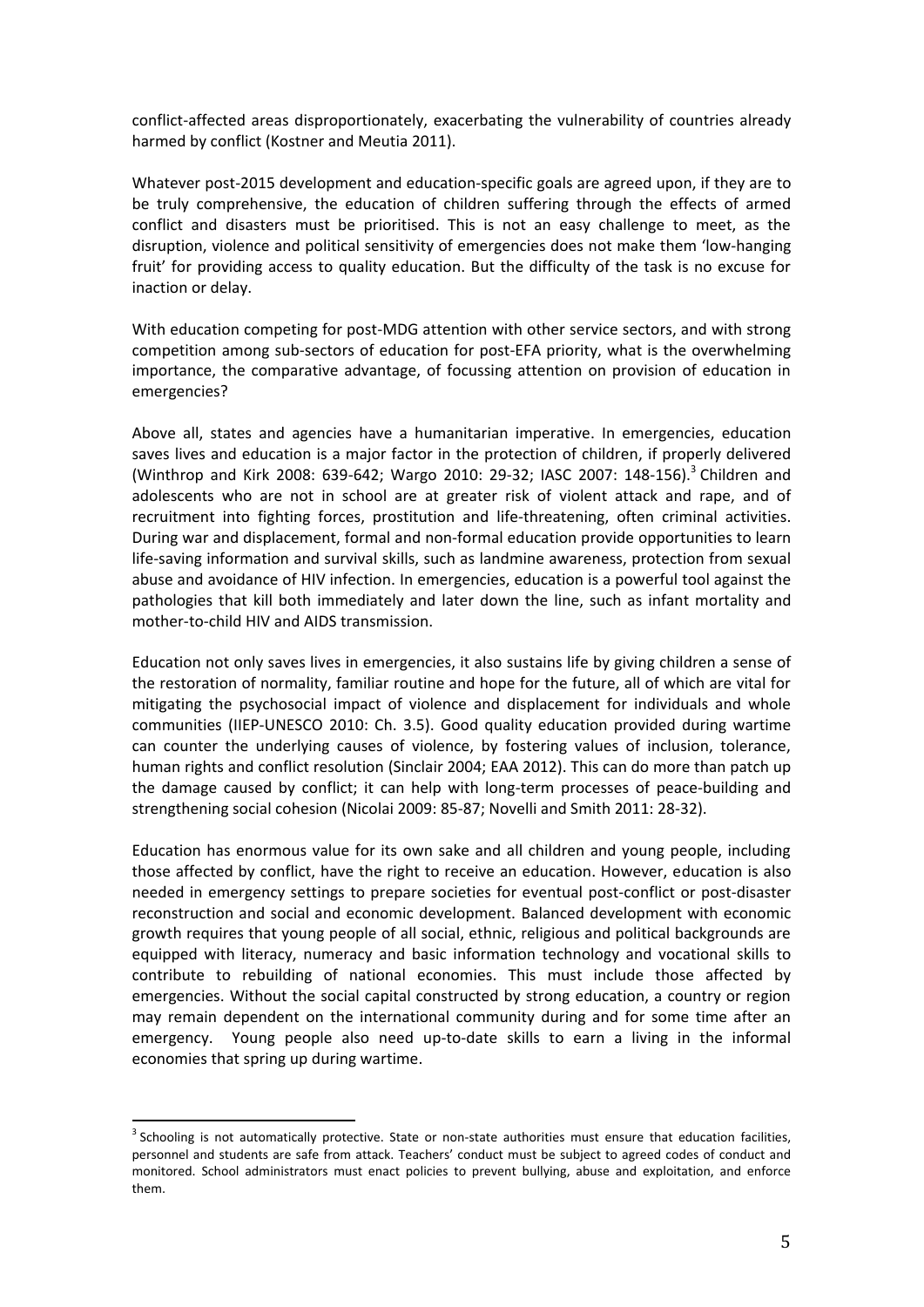conflict-affected areas disproportionately, exacerbating the vulnerability of countries already harmed by conflict (Kostner and Meutia 2011).

Whatever post-2015 development and education-specific goals are agreed upon, if they are to be truly comprehensive, the education of children suffering through the effects of armed conflict and disasters must be prioritised. This is not an easy challenge to meet, as the disruption, violence and political sensitivity of emergencies does not make them 'low-hanging fruit' for providing access to quality education. But the difficulty of the task is no excuse for inaction or delay.

With education competing for post-MDG attention with other service sectors, and with strong competition among sub-sectors of education for post-EFA priority, what is the overwhelming importance, the comparative advantage, of focussing attention on provision of education in emergencies?

Above all, states and agencies have a humanitarian imperative. In emergencies, education saves lives and education is a major factor in the protection of children, if properly delivered (Winthrop and Kirk 2008: 639-642; Wargo 2010: 29-32; IASC 2007: 148-156).[3] Children and adolescents who are not in school are at greater risk of violent attack and rape, and of recruitment into fighting forces, prostitution and life-threatening, often criminal activities. During war and displacement, formal and non-formal education provide opportunities to learn life-saving information and survival skills, such as landmine awareness, protection from sexual abuse and avoidance of HIV infection. In emergencies, education is a powerful tool against the pathologies that kill both immediately and later down the line, such as infant mortality and mother-to-child HIV and AIDS transmission.

Education not only saves lives in emergencies, it also sustains life by giving children a sense of the restoration of normality, familiar routine and hope for the future, all of which are vital for mitigating the psychosocial impact of violence and displacement for individuals and whole communities (IIEP-UNESCO 2010: Ch. 3.5). Good quality education provided during wartime can counter the underlying causes of violence, by fostering values of inclusion, tolerance, human rights and conflict resolution (Sinclair 2004; EAA 2012). This can do more than patch up the damage caused by conflict; it can help with long-term processes of peace-building and strengthening social cohesion (Nicolai 2009: 85-87; Novelli and Smith 2011: 28-32).

Education has enormous value for its own sake and all children and young people, including those affected by conflict, have the right to receive an education. However, education is also needed in emergency settings to prepare societies for eventual post-conflict or post-disaster reconstruction and social and economic development. Balanced development with economic growth requires that young people of all social, ethnic, religious and political backgrounds are equipped with literacy, numeracy and basic information technology and vocational skills to contribute to rebuilding of national economies. This must include those affected by emergencies. Without the social capital constructed by strong education, a country or region may remain dependent on the international community during and for some time after an emergency. Young people also need up-to-date skills to earn a living in the informal economies that spring up during wartime.

---

[3] Schooling is not automatically protective. State or non-state authorities must ensure that education facilities, personnel and students are safe from attack. Teachers' conduct must be subject to agreed codes of conduct and monitored. School administrators must enact policies to prevent bullying, abuse and exploitation, and enforce them.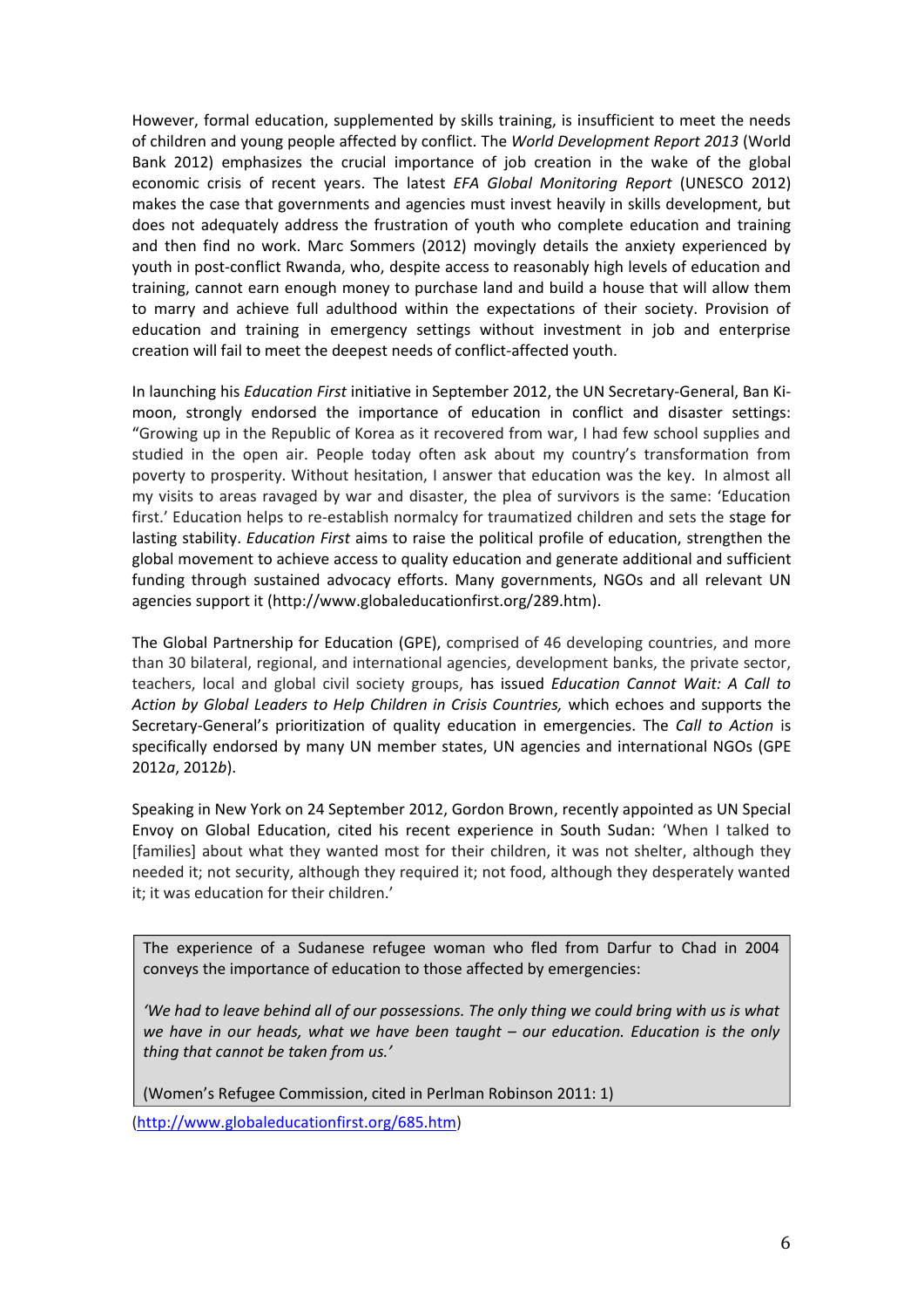However, formal education, supplemented by skills training, is insufficient to meet the needs of children and young people affected by conflict. The *World Development Report 2013* (World Bank 2012) emphasizes the crucial importance of job creation in the wake of the global economic crisis of recent years. The latest *EFA Global Monitoring Report* (UNESCO 2012) makes the case that governments and agencies must invest heavily in skills development, but does not adequately address the frustration of youth who complete education and training and then find no work. Marc Sommers (2012) movingly details the anxiety experienced by youth in post-conflict Rwanda, who, despite access to reasonably high levels of education and training, cannot earn enough money to purchase land and build a house that will allow them to marry and achieve full adulthood within the expectations of their society. Provision of education and training in emergency settings without investment in job and enterprise creation will fail to meet the deepest needs of conflict-affected youth.

In launching his *Education First* initiative in September 2012, the UN Secretary-General, Ban Ki-moon, strongly endorsed the importance of education in conflict and disaster settings: "Growing up in the Republic of Korea as it recovered from war, I had few school supplies and studied in the open air. People today often ask about my country's transformation from poverty to prosperity. Without hesitation, I answer that education was the key. In almost all my visits to areas ravaged by war and disaster, the plea of survivors is the same: 'Education first.' Education helps to re-establish normalcy for traumatized children and sets the stage for lasting stability. *Education First* aims to raise the political profile of education, strengthen the global movement to achieve access to quality education and generate additional and sufficient funding through sustained advocacy efforts. Many governments, NGOs and all relevant UN agencies support it (http://www.globaleducationfirst.org/289.htm).

The Global Partnership for Education (GPE), comprised of 46 developing countries, and more than 30 bilateral, regional, and international agencies, development banks, the private sector, teachers, local and global civil society groups, has issued *Education Cannot Wait: A Call to Action by Global Leaders to Help Children in Crisis Countries,* which echoes and supports the Secretary-General's prioritization of quality education in emergencies. The *Call to Action* is specifically endorsed by many UN member states, UN agencies and international NGOs (GPE 2012*a*, 2012*b*).

Speaking in New York on 24 September 2012, Gordon Brown, recently appointed as UN Special Envoy on Global Education, cited his recent experience in South Sudan: 'When I talked to [families] about what they wanted most for their children, it was not shelter, although they needed it; not security, although they required it; not food, although they desperately wanted it; it was education for their children.'

> The experience of a Sudanese refugee woman who fled from Darfur to Chad in 2004 conveys the importance of education to those affected by emergencies:
>
> *'We had to leave behind all of our possessions. The only thing we could bring with us is what we have in our heads, what we have been taught – our education. Education is the only thing that cannot be taken from us.'*
>
> (Women's Refugee Commission, cited in Perlman Robinson 2011: 1)

(http://www.globaleducationfirst.org/685.htm)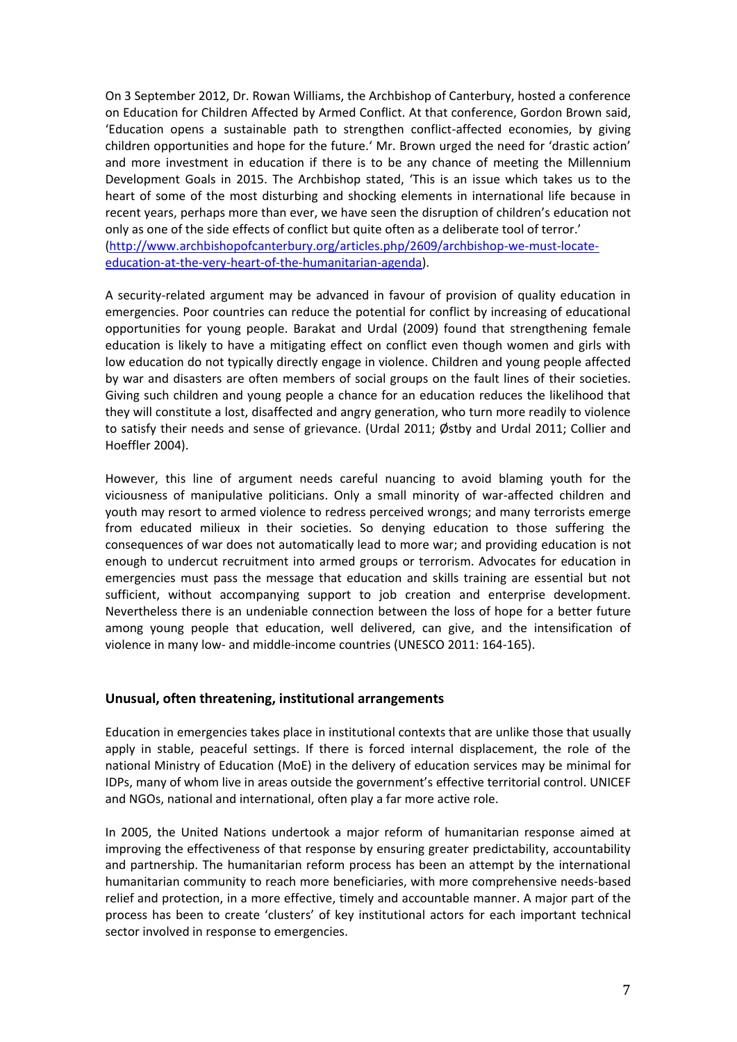On 3 September 2012, Dr. Rowan Williams, the Archbishop of Canterbury, hosted a conference on Education for Children Affected by Armed Conflict. At that conference, Gordon Brown said, 'Education opens a sustainable path to strengthen conflict-affected economies, by giving children opportunities and hope for the future.' Mr. Brown urged the need for 'drastic action' and more investment in education if there is to be any chance of meeting the Millennium Development Goals in 2015. The Archbishop stated, 'This is an issue which takes us to the heart of some of the most disturbing and shocking elements in international life because in recent years, perhaps more than ever, we have seen the disruption of children's education not only as one of the side effects of conflict but quite often as a deliberate tool of terror.' ([http://www.archbishopofcanterbury.org/articles.php/2609/archbishop-we-must-locate-education-at-the-very-heart-of-the-humanitarian-agenda](http://www.archbishopofcanterbury.org/articles.php/2609/archbishop-we-must-locate-education-at-the-very-heart-of-the-humanitarian-agenda)).

A security-related argument may be advanced in favour of provision of quality education in emergencies. Poor countries can reduce the potential for conflict by increasing of educational opportunities for young people. Barakat and Urdal (2009) found that strengthening female education is likely to have a mitigating effect on conflict even though women and girls with low education do not typically directly engage in violence. Children and young people affected by war and disasters are often members of social groups on the fault lines of their societies. Giving such children and young people a chance for an education reduces the likelihood that they will constitute a lost, disaffected and angry generation, who turn more readily to violence to satisfy their needs and sense of grievance. (Urdal 2011; Østby and Urdal 2011; Collier and Hoeffler 2004).

However, this line of argument needs careful nuancing to avoid blaming youth for the viciousness of manipulative politicians. Only a small minority of war-affected children and youth may resort to armed violence to redress perceived wrongs; and many terrorists emerge from educated milieux in their societies. So denying education to those suffering the consequences of war does not automatically lead to more war; and providing education is not enough to undercut recruitment into armed groups or terrorism. Advocates for education in emergencies must pass the message that education and skills training are essential but not sufficient, without accompanying support to job creation and enterprise development. Nevertheless there is an undeniable connection between the loss of hope for a better future among young people that education, well delivered, can give, and the intensification of violence in many low- and middle-income countries (UNESCO 2011: 164-165).

## Unusual, often threatening, institutional arrangements

Education in emergencies takes place in institutional contexts that are unlike those that usually apply in stable, peaceful settings. If there is forced internal displacement, the role of the national Ministry of Education (MoE) in the delivery of education services may be minimal for IDPs, many of whom live in areas outside the government's effective territorial control. UNICEF and NGOs, national and international, often play a far more active role.

In 2005, the United Nations undertook a major reform of humanitarian response aimed at improving the effectiveness of that response by ensuring greater predictability, accountability and partnership. The humanitarian reform process has been an attempt by the international humanitarian community to reach more beneficiaries, with more comprehensive needs-based relief and protection, in a more effective, timely and accountable manner. A major part of the process has been to create 'clusters' of key institutional actors for each important technical sector involved in response to emergencies.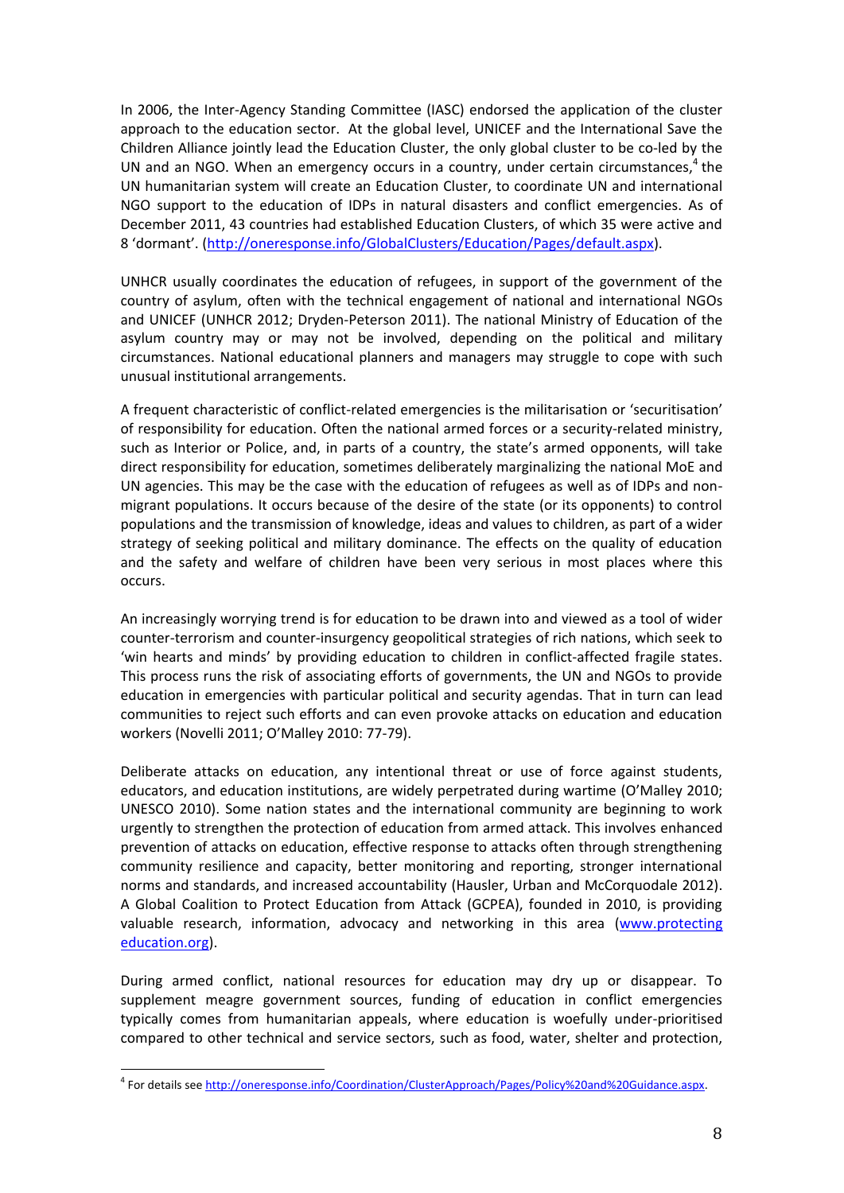In 2006, the Inter-Agency Standing Committee (IASC) endorsed the application of the cluster approach to the education sector. At the global level, UNICEF and the International Save the Children Alliance jointly lead the Education Cluster, the only global cluster to be co-led by the UN and an NGO. When an emergency occurs in a country, under certain circumstances,[4] the UN humanitarian system will create an Education Cluster, to coordinate UN and international NGO support to the education of IDPs in natural disasters and conflict emergencies. As of December 2011, 43 countries had established Education Clusters, of which 35 were active and 8 'dormant'. (http://oneresponse.info/GlobalClusters/Education/Pages/default.aspx).

UNHCR usually coordinates the education of refugees, in support of the government of the country of asylum, often with the technical engagement of national and international NGOs and UNICEF (UNHCR 2012; Dryden-Peterson 2011). The national Ministry of Education of the asylum country may or may not be involved, depending on the political and military circumstances. National educational planners and managers may struggle to cope with such unusual institutional arrangements.

A frequent characteristic of conflict-related emergencies is the militarisation or 'securitisation' of responsibility for education. Often the national armed forces or a security-related ministry, such as Interior or Police, and, in parts of a country, the state's armed opponents, will take direct responsibility for education, sometimes deliberately marginalizing the national MoE and UN agencies. This may be the case with the education of refugees as well as of IDPs and non-migrant populations. It occurs because of the desire of the state (or its opponents) to control populations and the transmission of knowledge, ideas and values to children, as part of a wider strategy of seeking political and military dominance. The effects on the quality of education and the safety and welfare of children have been very serious in most places where this occurs.

An increasingly worrying trend is for education to be drawn into and viewed as a tool of wider counter-terrorism and counter-insurgency geopolitical strategies of rich nations, which seek to 'win hearts and minds' by providing education to children in conflict-affected fragile states. This process runs the risk of associating efforts of governments, the UN and NGOs to provide education in emergencies with particular political and security agendas. That in turn can lead communities to reject such efforts and can even provoke attacks on education and education workers (Novelli 2011; O'Malley 2010: 77-79).

Deliberate attacks on education, any intentional threat or use of force against students, educators, and education institutions, are widely perpetrated during wartime (O'Malley 2010; UNESCO 2010). Some nation states and the international community are beginning to work urgently to strengthen the protection of education from armed attack. This involves enhanced prevention of attacks on education, effective response to attacks often through strengthening community resilience and capacity, better monitoring and reporting, stronger international norms and standards, and increased accountability (Hausler, Urban and McCorquodale 2012). A Global Coalition to Protect Education from Attack (GCPEA), founded in 2010, is providing valuable research, information, advocacy and networking in this area (www.protecting education.org).

During armed conflict, national resources for education may dry up or disappear. To supplement meagre government sources, funding of education in conflict emergencies typically comes from humanitarian appeals, where education is woefully under-prioritised compared to other technical and service sectors, such as food, water, shelter and protection,

[4] For details see http://oneresponse.info/Coordination/ClusterApproach/Pages/Policy%20and%20Guidance.aspx.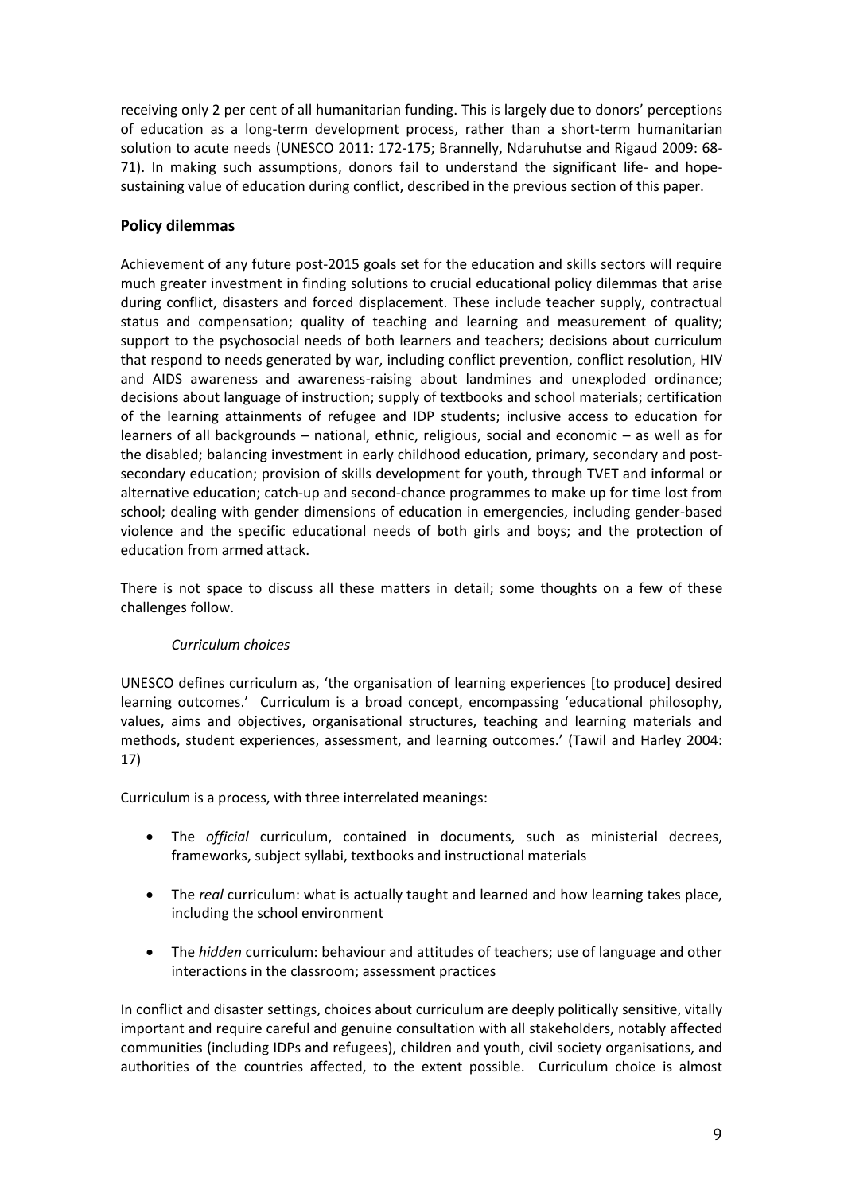receiving only 2 per cent of all humanitarian funding. This is largely due to donors' perceptions of education as a long-term development process, rather than a short-term humanitarian solution to acute needs (UNESCO 2011: 172-175; Brannelly, Ndaruhutse and Rigaud 2009: 68-71). In making such assumptions, donors fail to understand the significant life- and hope-sustaining value of education during conflict, described in the previous section of this paper.

## Policy dilemmas

Achievement of any future post-2015 goals set for the education and skills sectors will require much greater investment in finding solutions to crucial educational policy dilemmas that arise during conflict, disasters and forced displacement. These include teacher supply, contractual status and compensation; quality of teaching and learning and measurement of quality; support to the psychosocial needs of both learners and teachers; decisions about curriculum that respond to needs generated by war, including conflict prevention, conflict resolution, HIV and AIDS awareness and awareness-raising about landmines and unexploded ordinance; decisions about language of instruction; supply of textbooks and school materials; certification of the learning attainments of refugee and IDP students; inclusive access to education for learners of all backgrounds – national, ethnic, religious, social and economic – as well as for the disabled; balancing investment in early childhood education, primary, secondary and post-secondary education; provision of skills development for youth, through TVET and informal or alternative education; catch-up and second-chance programmes to make up for time lost from school; dealing with gender dimensions of education in emergencies, including gender-based violence and the specific educational needs of both girls and boys; and the protection of education from armed attack.

There is not space to discuss all these matters in detail; some thoughts on a few of these challenges follow.

### *Curriculum choices*

UNESCO defines curriculum as, 'the organisation of learning experiences [to produce] desired learning outcomes.' Curriculum is a broad concept, encompassing 'educational philosophy, values, aims and objectives, organisational structures, teaching and learning materials and methods, student experiences, assessment, and learning outcomes.' (Tawil and Harley 2004: 17)

Curriculum is a process, with three interrelated meanings:

- The *official* curriculum, contained in documents, such as ministerial decrees, frameworks, subject syllabi, textbooks and instructional materials
- The *real* curriculum: what is actually taught and learned and how learning takes place, including the school environment
- The *hidden* curriculum: behaviour and attitudes of teachers; use of language and other interactions in the classroom; assessment practices

In conflict and disaster settings, choices about curriculum are deeply politically sensitive, vitally important and require careful and genuine consultation with all stakeholders, notably affected communities (including IDPs and refugees), children and youth, civil society organisations, and authorities of the countries affected, to the extent possible. Curriculum choice is almost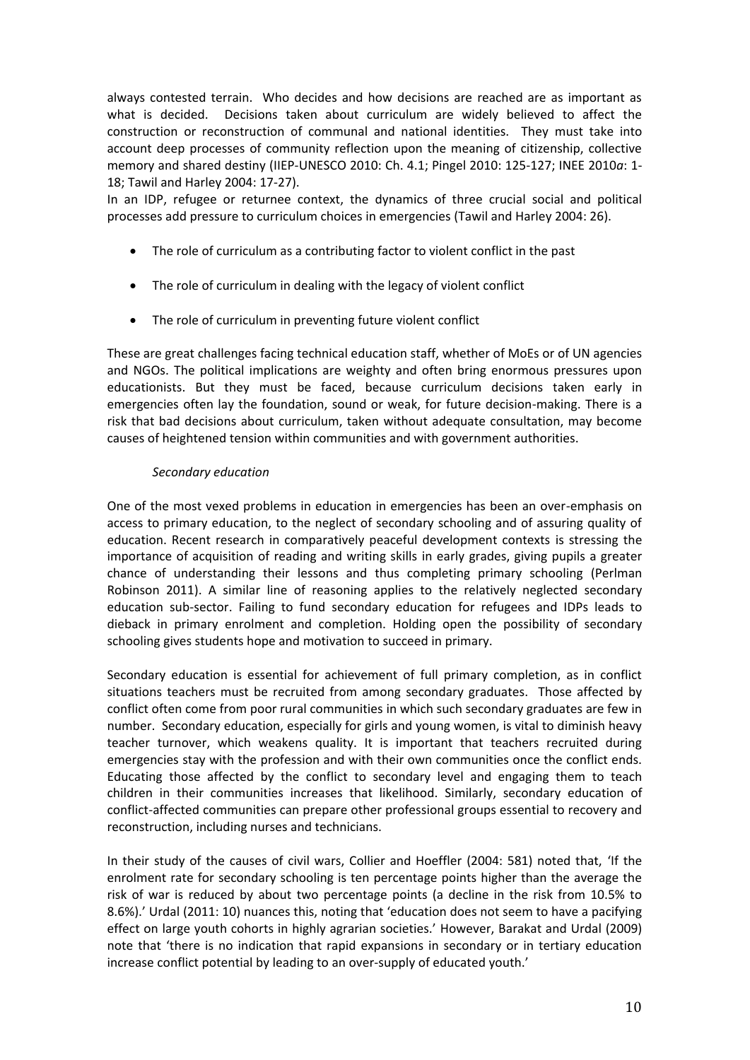always contested terrain. Who decides and how decisions are reached are as important as what is decided. Decisions taken about curriculum are widely believed to affect the construction or reconstruction of communal and national identities. They must take into account deep processes of community reflection upon the meaning of citizenship, collective memory and shared destiny (IIEP-UNESCO 2010: Ch. 4.1; Pingel 2010: 125-127; INEE 2010*a*: 1-18; Tawil and Harley 2004: 17-27).

In an IDP, refugee or returnee context, the dynamics of three crucial social and political processes add pressure to curriculum choices in emergencies (Tawil and Harley 2004: 26).

- The role of curriculum as a contributing factor to violent conflict in the past
- The role of curriculum in dealing with the legacy of violent conflict
- The role of curriculum in preventing future violent conflict

These are great challenges facing technical education staff, whether of MoEs or of UN agencies and NGOs. The political implications are weighty and often bring enormous pressures upon educationists. But they must be faced, because curriculum decisions taken early in emergencies often lay the foundation, sound or weak, for future decision-making. There is a risk that bad decisions about curriculum, taken without adequate consultation, may become causes of heightened tension within communities and with government authorities.

*Secondary education*

One of the most vexed problems in education in emergencies has been an over-emphasis on access to primary education, to the neglect of secondary schooling and of assuring quality of education. Recent research in comparatively peaceful development contexts is stressing the importance of acquisition of reading and writing skills in early grades, giving pupils a greater chance of understanding their lessons and thus completing primary schooling (Perlman Robinson 2011). A similar line of reasoning applies to the relatively neglected secondary education sub-sector. Failing to fund secondary education for refugees and IDPs leads to dieback in primary enrolment and completion. Holding open the possibility of secondary schooling gives students hope and motivation to succeed in primary.

Secondary education is essential for achievement of full primary completion, as in conflict situations teachers must be recruited from among secondary graduates. Those affected by conflict often come from poor rural communities in which such secondary graduates are few in number. Secondary education, especially for girls and young women, is vital to diminish heavy teacher turnover, which weakens quality. It is important that teachers recruited during emergencies stay with the profession and with their own communities once the conflict ends. Educating those affected by the conflict to secondary level and engaging them to teach children in their communities increases that likelihood. Similarly, secondary education of conflict-affected communities can prepare other professional groups essential to recovery and reconstruction, including nurses and technicians.

In their study of the causes of civil wars, Collier and Hoeffler (2004: 581) noted that, 'If the enrolment rate for secondary schooling is ten percentage points higher than the average the risk of war is reduced by about two percentage points (a decline in the risk from 10.5% to 8.6%).' Urdal (2011: 10) nuances this, noting that 'education does not seem to have a pacifying effect on large youth cohorts in highly agrarian societies.' However, Barakat and Urdal (2009) note that 'there is no indication that rapid expansions in secondary or in tertiary education increase conflict potential by leading to an over-supply of educated youth.'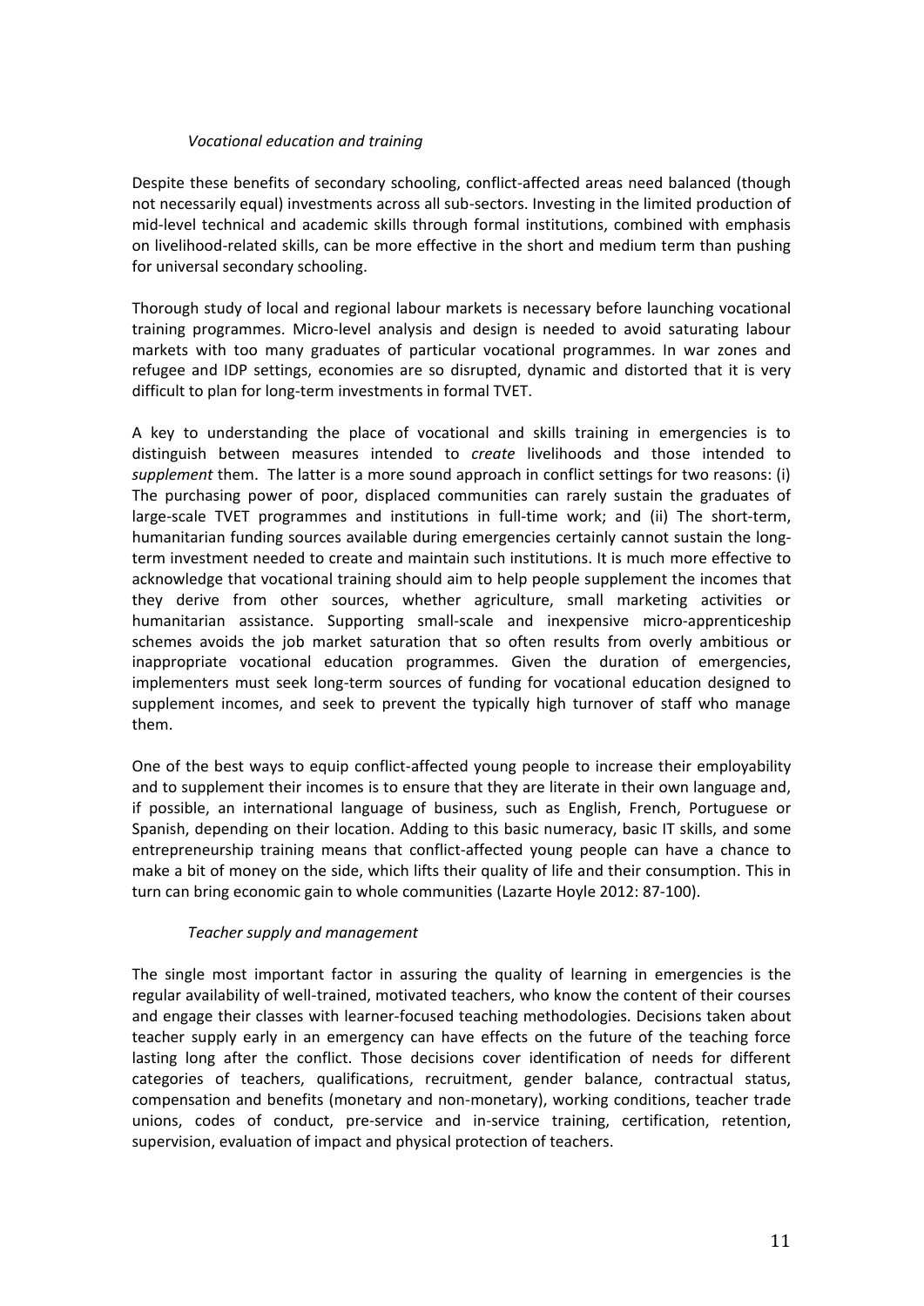### *Vocational education and training*

Despite these benefits of secondary schooling, conflict-affected areas need balanced (though not necessarily equal) investments across all sub-sectors. Investing in the limited production of mid-level technical and academic skills through formal institutions, combined with emphasis on livelihood-related skills, can be more effective in the short and medium term than pushing for universal secondary schooling.

Thorough study of local and regional labour markets is necessary before launching vocational training programmes. Micro-level analysis and design is needed to avoid saturating labour markets with too many graduates of particular vocational programmes. In war zones and refugee and IDP settings, economies are so disrupted, dynamic and distorted that it is very difficult to plan for long-term investments in formal TVET.

A key to understanding the place of vocational and skills training in emergencies is to distinguish between measures intended to *create* livelihoods and those intended to *supplement* them. The latter is a more sound approach in conflict settings for two reasons: (i) The purchasing power of poor, displaced communities can rarely sustain the graduates of large-scale TVET programmes and institutions in full-time work; and (ii) The short-term, humanitarian funding sources available during emergencies certainly cannot sustain the long-term investment needed to create and maintain such institutions. It is much more effective to acknowledge that vocational training should aim to help people supplement the incomes that they derive from other sources, whether agriculture, small marketing activities or humanitarian assistance. Supporting small-scale and inexpensive micro-apprenticeship schemes avoids the job market saturation that so often results from overly ambitious or inappropriate vocational education programmes. Given the duration of emergencies, implementers must seek long-term sources of funding for vocational education designed to supplement incomes, and seek to prevent the typically high turnover of staff who manage them.

One of the best ways to equip conflict-affected young people to increase their employability and to supplement their incomes is to ensure that they are literate in their own language and, if possible, an international language of business, such as English, French, Portuguese or Spanish, depending on their location. Adding to this basic numeracy, basic IT skills, and some entrepreneurship training means that conflict-affected young people can have a chance to make a bit of money on the side, which lifts their quality of life and their consumption. This in turn can bring economic gain to whole communities (Lazarte Hoyle 2012: 87-100).

### *Teacher supply and management*

The single most important factor in assuring the quality of learning in emergencies is the regular availability of well-trained, motivated teachers, who know the content of their courses and engage their classes with learner-focused teaching methodologies. Decisions taken about teacher supply early in an emergency can have effects on the future of the teaching force lasting long after the conflict. Those decisions cover identification of needs for different categories of teachers, qualifications, recruitment, gender balance, contractual status, compensation and benefits (monetary and non-monetary), working conditions, teacher trade unions, codes of conduct, pre-service and in-service training, certification, retention, supervision, evaluation of impact and physical protection of teachers.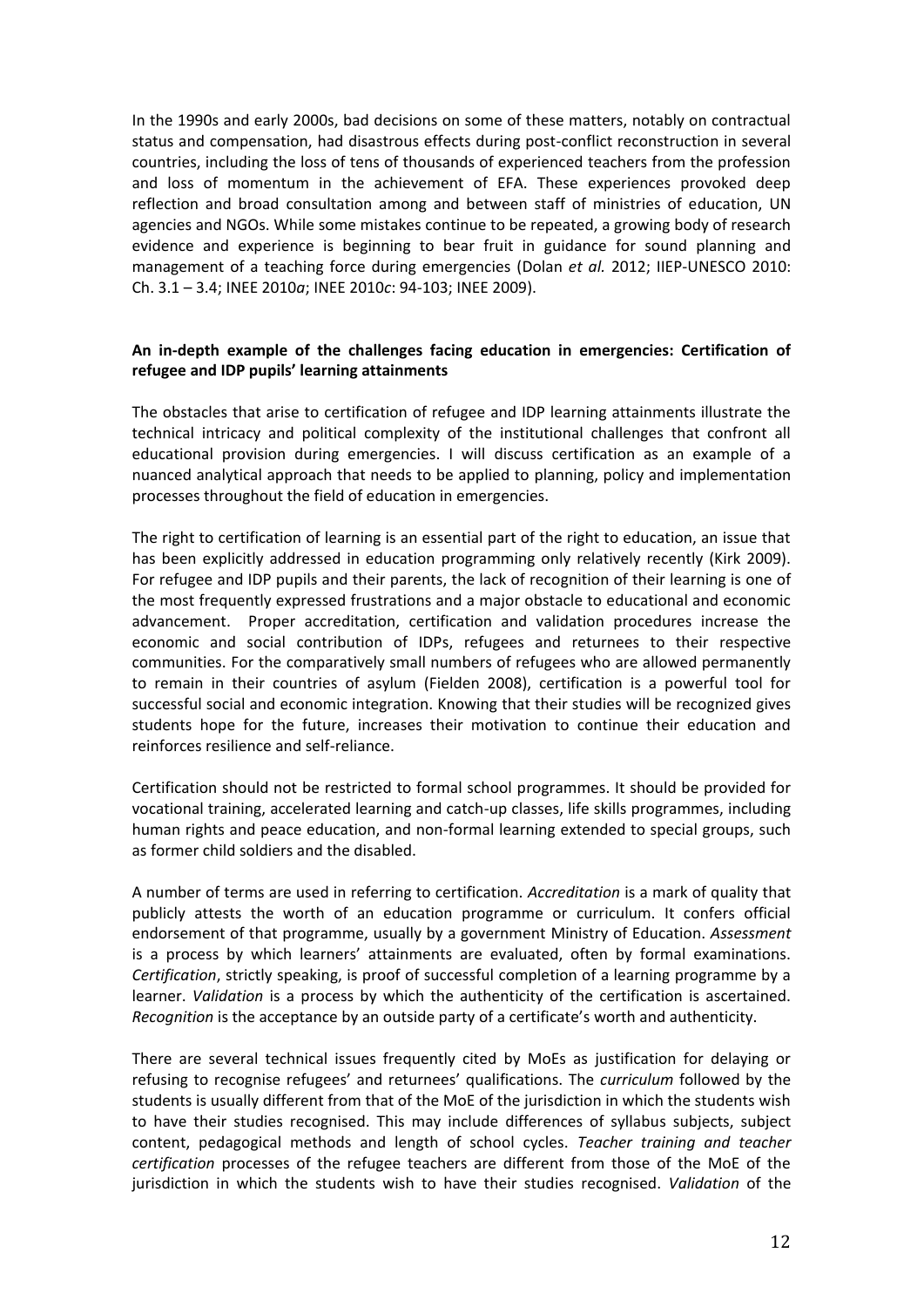In the 1990s and early 2000s, bad decisions on some of these matters, notably on contractual status and compensation, had disastrous effects during post-conflict reconstruction in several countries, including the loss of tens of thousands of experienced teachers from the profession and loss of momentum in the achievement of EFA. These experiences provoked deep reflection and broad consultation among and between staff of ministries of education, UN agencies and NGOs. While some mistakes continue to be repeated, a growing body of research evidence and experience is beginning to bear fruit in guidance for sound planning and management of a teaching force during emergencies (Dolan *et al.* 2012; IIEP-UNESCO 2010: Ch. 3.1 – 3.4; INEE 2010*a*; INEE 2010*c*: 94-103; INEE 2009).

**An in-depth example of the challenges facing education in emergencies: Certification of refugee and IDP pupils' learning attainments**

The obstacles that arise to certification of refugee and IDP learning attainments illustrate the technical intricacy and political complexity of the institutional challenges that confront all educational provision during emergencies. I will discuss certification as an example of a nuanced analytical approach that needs to be applied to planning, policy and implementation processes throughout the field of education in emergencies.

The right to certification of learning is an essential part of the right to education, an issue that has been explicitly addressed in education programming only relatively recently (Kirk 2009). For refugee and IDP pupils and their parents, the lack of recognition of their learning is one of the most frequently expressed frustrations and a major obstacle to educational and economic advancement. Proper accreditation, certification and validation procedures increase the economic and social contribution of IDPs, refugees and returnees to their respective communities. For the comparatively small numbers of refugees who are allowed permanently to remain in their countries of asylum (Fielden 2008), certification is a powerful tool for successful social and economic integration. Knowing that their studies will be recognized gives students hope for the future, increases their motivation to continue their education and reinforces resilience and self-reliance.

Certification should not be restricted to formal school programmes. It should be provided for vocational training, accelerated learning and catch-up classes, life skills programmes, including human rights and peace education, and non-formal learning extended to special groups, such as former child soldiers and the disabled.

A number of terms are used in referring to certification. *Accreditation* is a mark of quality that publicly attests the worth of an education programme or curriculum. It confers official endorsement of that programme, usually by a government Ministry of Education. *Assessment* is a process by which learners' attainments are evaluated, often by formal examinations. *Certification*, strictly speaking, is proof of successful completion of a learning programme by a learner. *Validation* is a process by which the authenticity of the certification is ascertained. *Recognition* is the acceptance by an outside party of a certificate's worth and authenticity.

There are several technical issues frequently cited by MoEs as justification for delaying or refusing to recognise refugees' and returnees' qualifications. The *curriculum* followed by the students is usually different from that of the MoE of the jurisdiction in which the students wish to have their studies recognised. This may include differences of syllabus subjects, subject content, pedagogical methods and length of school cycles. *Teacher training and teacher certification* processes of the refugee teachers are different from those of the MoE of the jurisdiction in which the students wish to have their studies recognised. *Validation* of the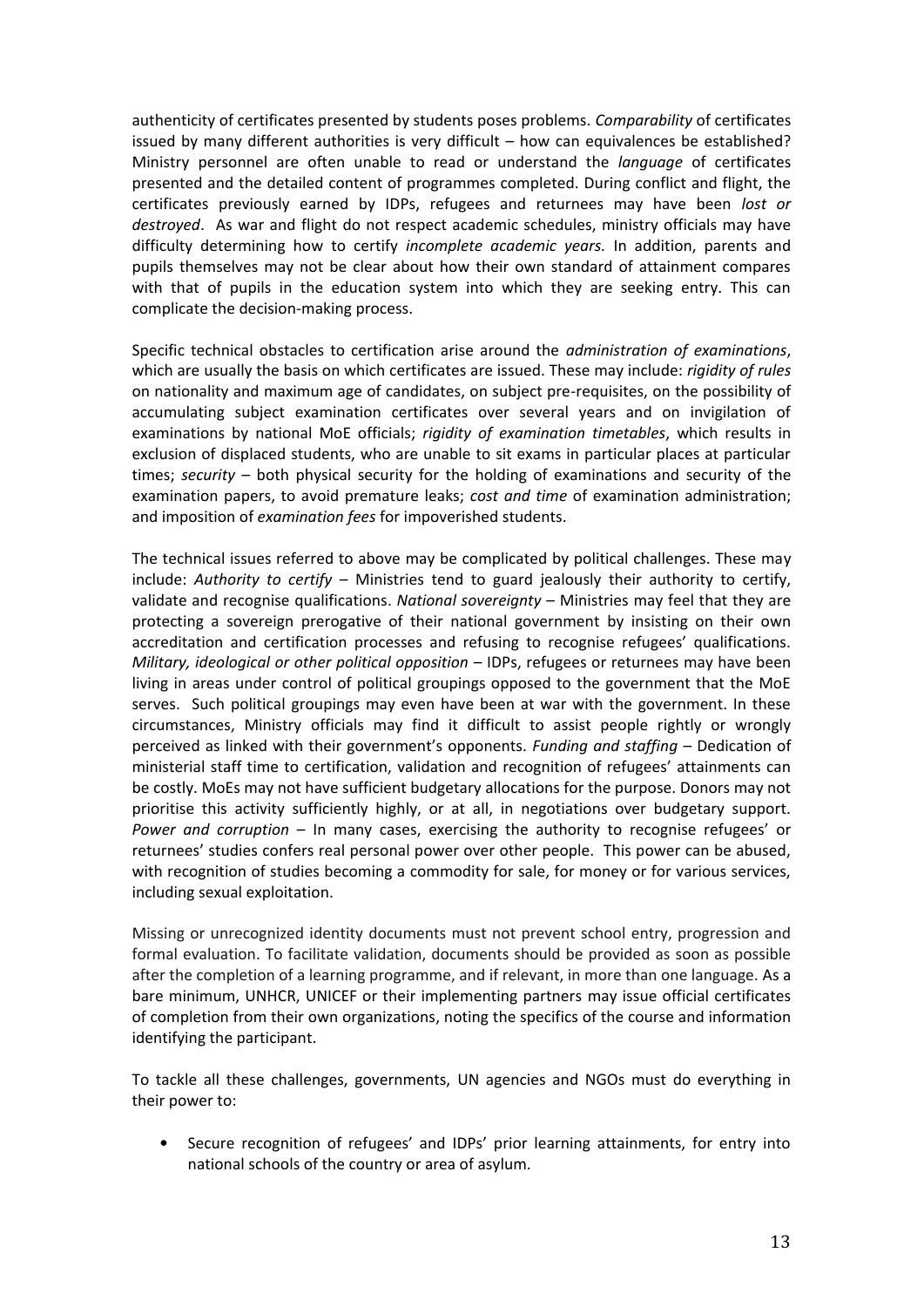authenticity of certificates presented by students poses problems. *Comparability* of certificates issued by many different authorities is very difficult – how can equivalences be established? Ministry personnel are often unable to read or understand the *language* of certificates presented and the detailed content of programmes completed. During conflict and flight, the certificates previously earned by IDPs, refugees and returnees may have been *lost or destroyed*. As war and flight do not respect academic schedules, ministry officials may have difficulty determining how to certify *incomplete academic years.* In addition, parents and pupils themselves may not be clear about how their own standard of attainment compares with that of pupils in the education system into which they are seeking entry. This can complicate the decision-making process.

Specific technical obstacles to certification arise around the *administration of examinations*, which are usually the basis on which certificates are issued. These may include: *rigidity of rules* on nationality and maximum age of candidates, on subject pre-requisites, on the possibility of accumulating subject examination certificates over several years and on invigilation of examinations by national MoE officials; *rigidity of examination timetables*, which results in exclusion of displaced students, who are unable to sit exams in particular places at particular times; *security* – both physical security for the holding of examinations and security of the examination papers, to avoid premature leaks; *cost and time* of examination administration; and imposition of *examination fees* for impoverished students.

The technical issues referred to above may be complicated by political challenges. These may include: *Authority to certify* – Ministries tend to guard jealously their authority to certify, validate and recognise qualifications. *National sovereignty* – Ministries may feel that they are protecting a sovereign prerogative of their national government by insisting on their own accreditation and certification processes and refusing to recognise refugees' qualifications. *Military, ideological or other political opposition* – IDPs, refugees or returnees may have been living in areas under control of political groupings opposed to the government that the MoE serves. Such political groupings may even have been at war with the government. In these circumstances, Ministry officials may find it difficult to assist people rightly or wrongly perceived as linked with their government's opponents. *Funding and staffing* – Dedication of ministerial staff time to certification, validation and recognition of refugees' attainments can be costly. MoEs may not have sufficient budgetary allocations for the purpose. Donors may not prioritise this activity sufficiently highly, or at all, in negotiations over budgetary support. *Power and corruption* – In many cases, exercising the authority to recognise refugees' or returnees' studies confers real personal power over other people. This power can be abused, with recognition of studies becoming a commodity for sale, for money or for various services, including sexual exploitation.

Missing or unrecognized identity documents must not prevent school entry, progression and formal evaluation. To facilitate validation, documents should be provided as soon as possible after the completion of a learning programme, and if relevant, in more than one language. As a bare minimum, UNHCR, UNICEF or their implementing partners may issue official certificates of completion from their own organizations, noting the specifics of the course and information identifying the participant.

To tackle all these challenges, governments, UN agencies and NGOs must do everything in their power to:

- Secure recognition of refugees' and IDPs' prior learning attainments, for entry into national schools of the country or area of asylum.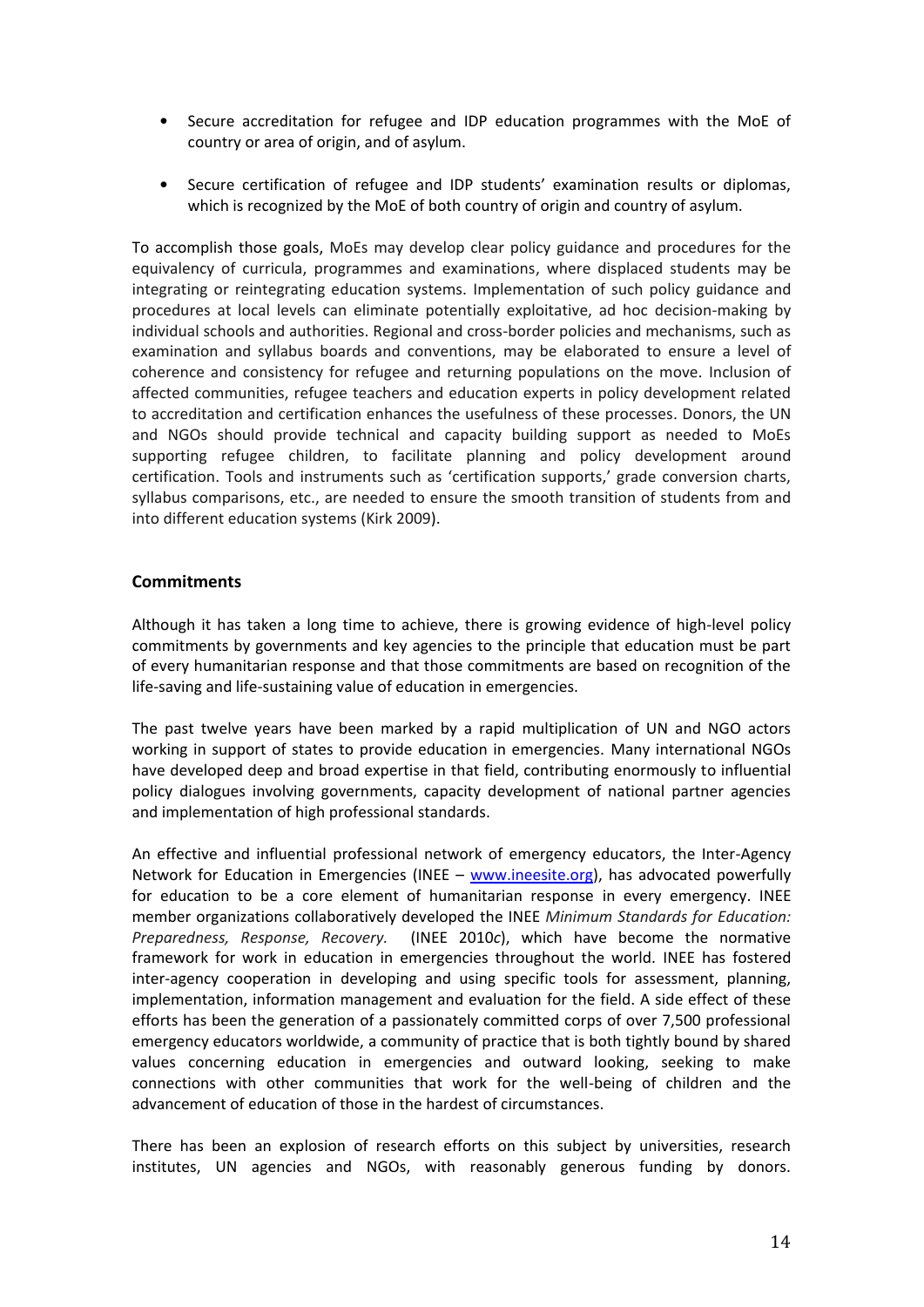- Secure accreditation for refugee and IDP education programmes with the MoE of country or area of origin, and of asylum.
- Secure certification of refugee and IDP students' examination results or diplomas, which is recognized by the MoE of both country of origin and country of asylum.

To accomplish those goals, MoEs may develop clear policy guidance and procedures for the equivalency of curricula, programmes and examinations, where displaced students may be integrating or reintegrating education systems. Implementation of such policy guidance and procedures at local levels can eliminate potentially exploitative, ad hoc decision-making by individual schools and authorities. Regional and cross-border policies and mechanisms, such as examination and syllabus boards and conventions, may be elaborated to ensure a level of coherence and consistency for refugee and returning populations on the move. Inclusion of affected communities, refugee teachers and education experts in policy development related to accreditation and certification enhances the usefulness of these processes. Donors, the UN and NGOs should provide technical and capacity building support as needed to MoEs supporting refugee children, to facilitate planning and policy development around certification. Tools and instruments such as 'certification supports,' grade conversion charts, syllabus comparisons, etc., are needed to ensure the smooth transition of students from and into different education systems (Kirk 2009).

## Commitments

Although it has taken a long time to achieve, there is growing evidence of high-level policy commitments by governments and key agencies to the principle that education must be part of every humanitarian response and that those commitments are based on recognition of the life-saving and life-sustaining value of education in emergencies.

The past twelve years have been marked by a rapid multiplication of UN and NGO actors working in support of states to provide education in emergencies. Many international NGOs have developed deep and broad expertise in that field, contributing enormously to influential policy dialogues involving governments, capacity development of national partner agencies and implementation of high professional standards.

An effective and influential professional network of emergency educators, the Inter-Agency Network for Education in Emergencies (INEE – www.ineesite.org), has advocated powerfully for education to be a core element of humanitarian response in every emergency. INEE member organizations collaboratively developed the INEE *Minimum Standards for Education: Preparedness, Response, Recovery.* (INEE 2010*c*), which have become the normative framework for work in education in emergencies throughout the world. INEE has fostered inter-agency cooperation in developing and using specific tools for assessment, planning, implementation, information management and evaluation for the field. A side effect of these efforts has been the generation of a passionately committed corps of over 7,500 professional emergency educators worldwide, a community of practice that is both tightly bound by shared values concerning education in emergencies and outward looking, seeking to make connections with other communities that work for the well-being of children and the advancement of education of those in the hardest of circumstances.

There has been an explosion of research efforts on this subject by universities, research institutes, UN agencies and NGOs, with reasonably generous funding by donors.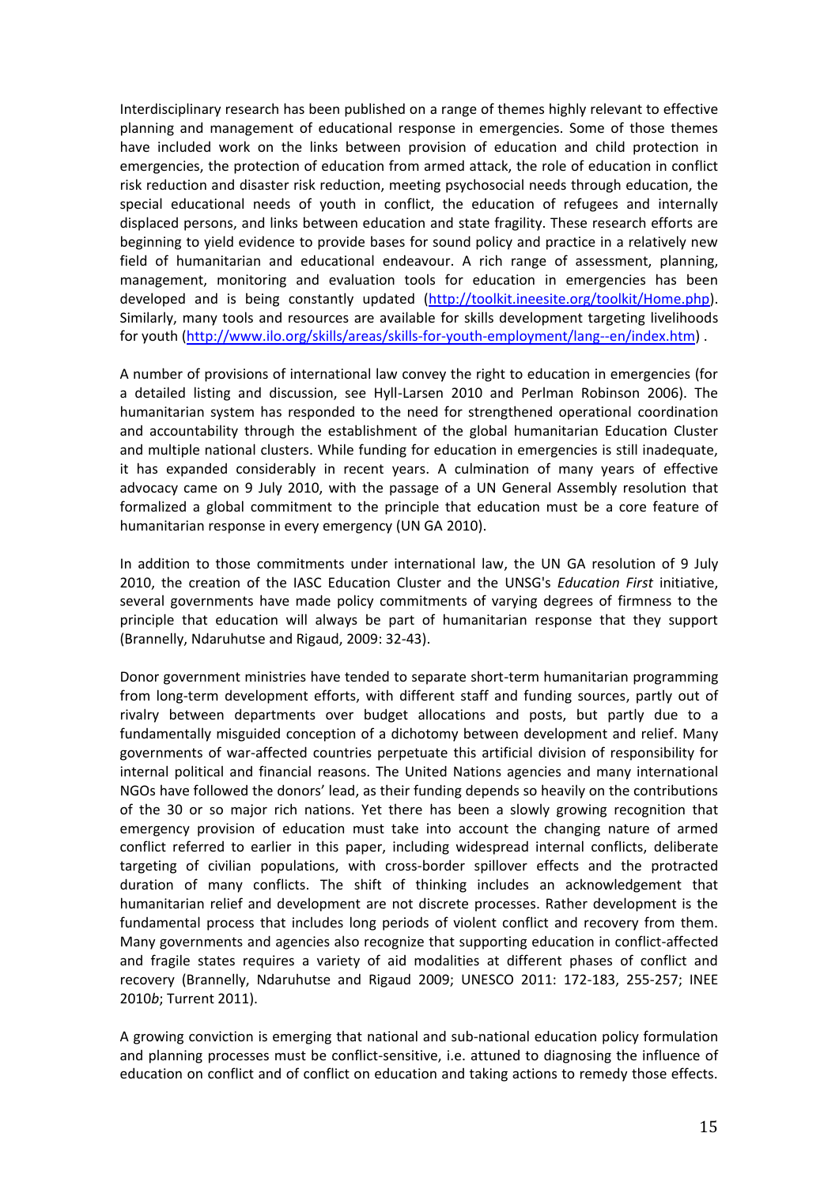Interdisciplinary research has been published on a range of themes highly relevant to effective planning and management of educational response in emergencies. Some of those themes have included work on the links between provision of education and child protection in emergencies, the protection of education from armed attack, the role of education in conflict risk reduction and disaster risk reduction, meeting psychosocial needs through education, the special educational needs of youth in conflict, the education of refugees and internally displaced persons, and links between education and state fragility. These research efforts are beginning to yield evidence to provide bases for sound policy and practice in a relatively new field of humanitarian and educational endeavour. A rich range of assessment, planning, management, monitoring and evaluation tools for education in emergencies has been developed and is being constantly updated (http://toolkit.ineesite.org/toolkit/Home.php). Similarly, many tools and resources are available for skills development targeting livelihoods for youth (http://www.ilo.org/skills/areas/skills-for-youth-employment/lang--en/index.htm) .

A number of provisions of international law convey the right to education in emergencies (for a detailed listing and discussion, see Hyll-Larsen 2010 and Perlman Robinson 2006). The humanitarian system has responded to the need for strengthened operational coordination and accountability through the establishment of the global humanitarian Education Cluster and multiple national clusters. While funding for education in emergencies is still inadequate, it has expanded considerably in recent years. A culmination of many years of effective advocacy came on 9 July 2010, with the passage of a UN General Assembly resolution that formalized a global commitment to the principle that education must be a core feature of humanitarian response in every emergency (UN GA 2010).

In addition to those commitments under international law, the UN GA resolution of 9 July 2010, the creation of the IASC Education Cluster and the UNSG's *Education First* initiative, several governments have made policy commitments of varying degrees of firmness to the principle that education will always be part of humanitarian response that they support (Brannelly, Ndaruhutse and Rigaud, 2009: 32-43).

Donor government ministries have tended to separate short-term humanitarian programming from long-term development efforts, with different staff and funding sources, partly out of rivalry between departments over budget allocations and posts, but partly due to a fundamentally misguided conception of a dichotomy between development and relief. Many governments of war-affected countries perpetuate this artificial division of responsibility for internal political and financial reasons. The United Nations agencies and many international NGOs have followed the donors' lead, as their funding depends so heavily on the contributions of the 30 or so major rich nations. Yet there has been a slowly growing recognition that emergency provision of education must take into account the changing nature of armed conflict referred to earlier in this paper, including widespread internal conflicts, deliberate targeting of civilian populations, with cross-border spillover effects and the protracted duration of many conflicts. The shift of thinking includes an acknowledgement that humanitarian relief and development are not discrete processes. Rather development is the fundamental process that includes long periods of violent conflict and recovery from them. Many governments and agencies also recognize that supporting education in conflict-affected and fragile states requires a variety of aid modalities at different phases of conflict and recovery (Brannelly, Ndaruhutse and Rigaud 2009; UNESCO 2011: 172-183, 255-257; INEE 2010*b*; Turrent 2011).

A growing conviction is emerging that national and sub-national education policy formulation and planning processes must be conflict-sensitive, i.e. attuned to diagnosing the influence of education on conflict and of conflict on education and taking actions to remedy those effects.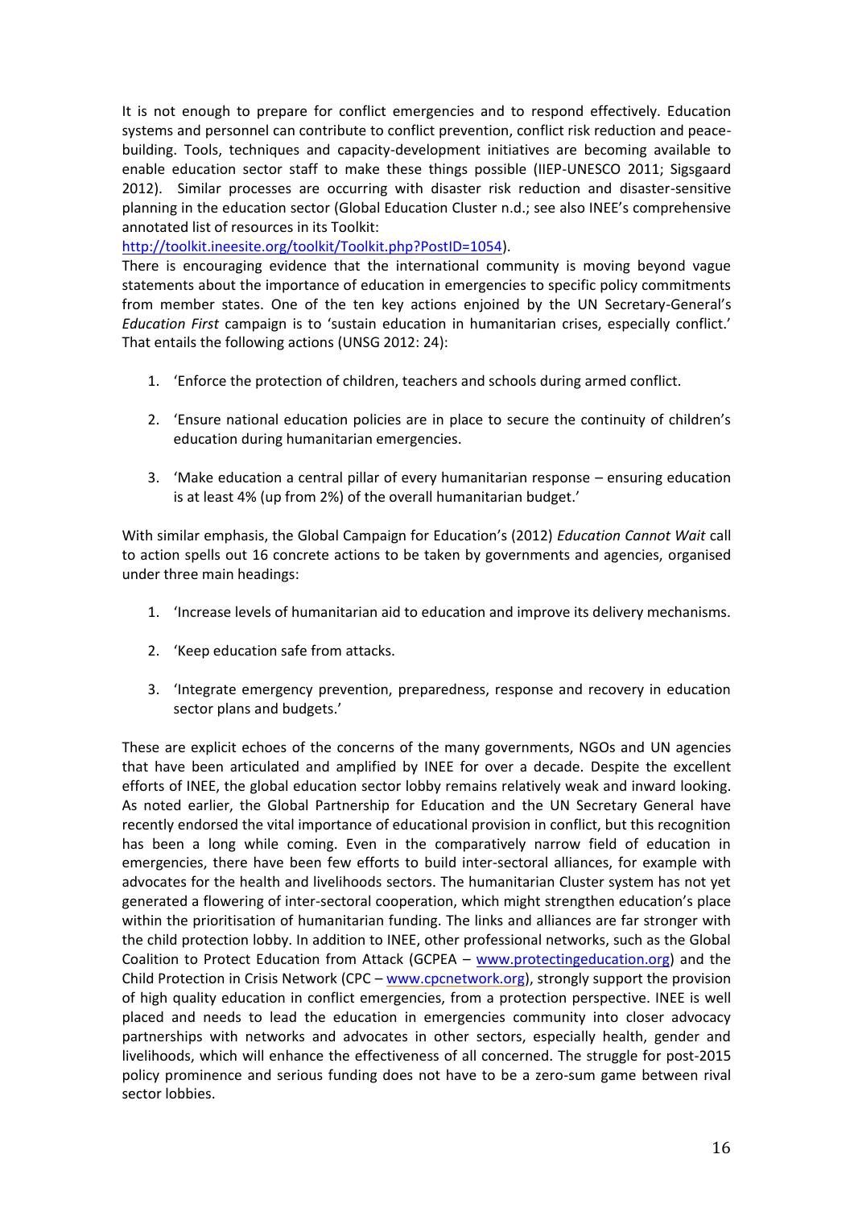It is not enough to prepare for conflict emergencies and to respond effectively. Education systems and personnel can contribute to conflict prevention, conflict risk reduction and peace-building. Tools, techniques and capacity-development initiatives are becoming available to enable education sector staff to make these things possible (IIEP-UNESCO 2011; Sigsgaard 2012). Similar processes are occurring with disaster risk reduction and disaster-sensitive planning in the education sector (Global Education Cluster n.d.; see also INEE's comprehensive annotated list of resources in its Toolkit:
http://toolkit.ineesite.org/toolkit/Toolkit.php?PostID=1054).

There is encouraging evidence that the international community is moving beyond vague statements about the importance of education in emergencies to specific policy commitments from member states. One of the ten key actions enjoined by the UN Secretary-General's *Education First* campaign is to 'sustain education in humanitarian crises, especially conflict.' That entails the following actions (UNSG 2012: 24):

1. 'Enforce the protection of children, teachers and schools during armed conflict.
2. 'Ensure national education policies are in place to secure the continuity of children's education during humanitarian emergencies.
3. 'Make education a central pillar of every humanitarian response – ensuring education is at least 4% (up from 2%) of the overall humanitarian budget.'

With similar emphasis, the Global Campaign for Education's (2012) *Education Cannot Wait* call to action spells out 16 concrete actions to be taken by governments and agencies, organised under three main headings:

1. 'Increase levels of humanitarian aid to education and improve its delivery mechanisms.
2. 'Keep education safe from attacks.
3. 'Integrate emergency prevention, preparedness, response and recovery in education sector plans and budgets.'

These are explicit echoes of the concerns of the many governments, NGOs and UN agencies that have been articulated and amplified by INEE for over a decade. Despite the excellent efforts of INEE, the global education sector lobby remains relatively weak and inward looking. As noted earlier, the Global Partnership for Education and the UN Secretary General have recently endorsed the vital importance of educational provision in conflict, but this recognition has been a long while coming. Even in the comparatively narrow field of education in emergencies, there have been few efforts to build inter-sectoral alliances, for example with advocates for the health and livelihoods sectors. The humanitarian Cluster system has not yet generated a flowering of inter-sectoral cooperation, which might strengthen education's place within the prioritisation of humanitarian funding. The links and alliances are far stronger with the child protection lobby. In addition to INEE, other professional networks, such as the Global Coalition to Protect Education from Attack (GCPEA – www.protectingeducation.org) and the Child Protection in Crisis Network (CPC – www.cpcnetwork.org), strongly support the provision of high quality education in conflict emergencies, from a protection perspective. INEE is well placed and needs to lead the education in emergencies community into closer advocacy partnerships with networks and advocates in other sectors, especially health, gender and livelihoods, which will enhance the effectiveness of all concerned. The struggle for post-2015 policy prominence and serious funding does not have to be a zero-sum game between rival sector lobbies.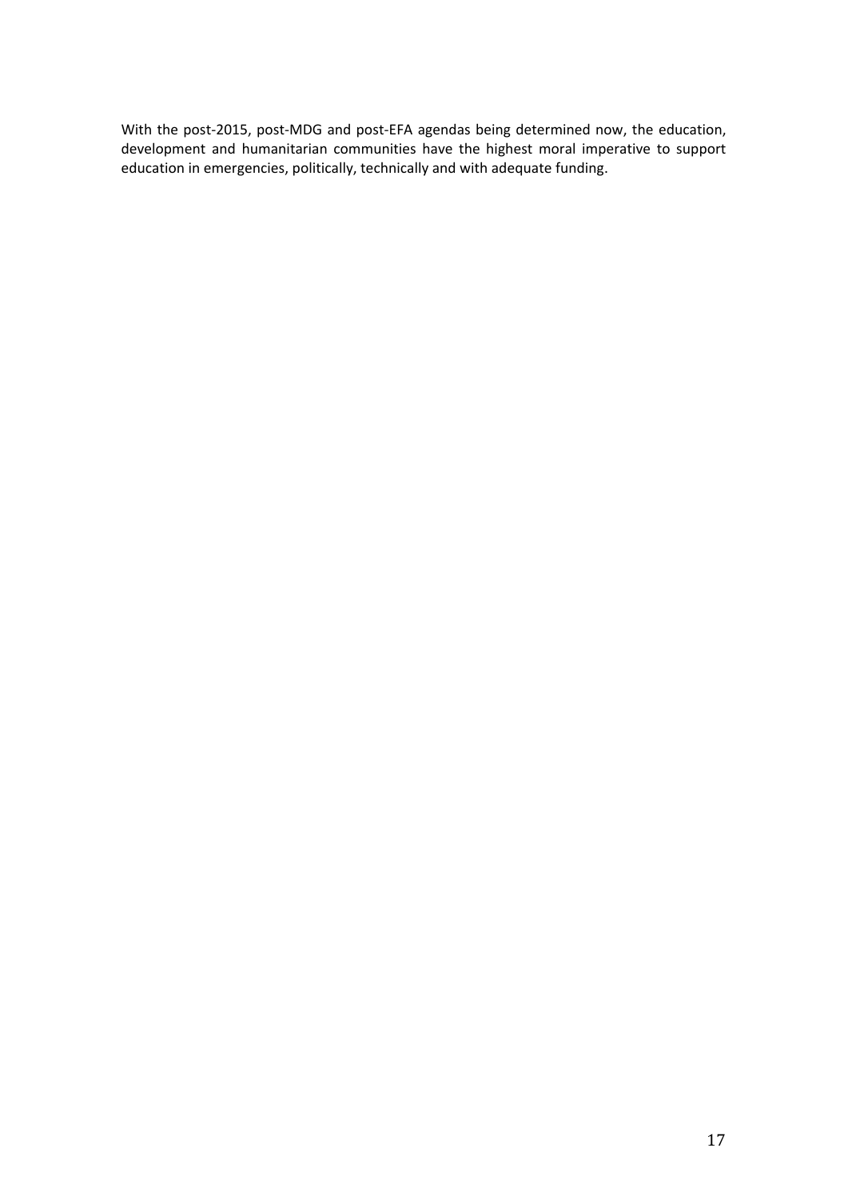With the post-2015, post-MDG and post-EFA agendas being determined now, the education, development and humanitarian communities have the highest moral imperative to support education in emergencies, politically, technically and with adequate funding.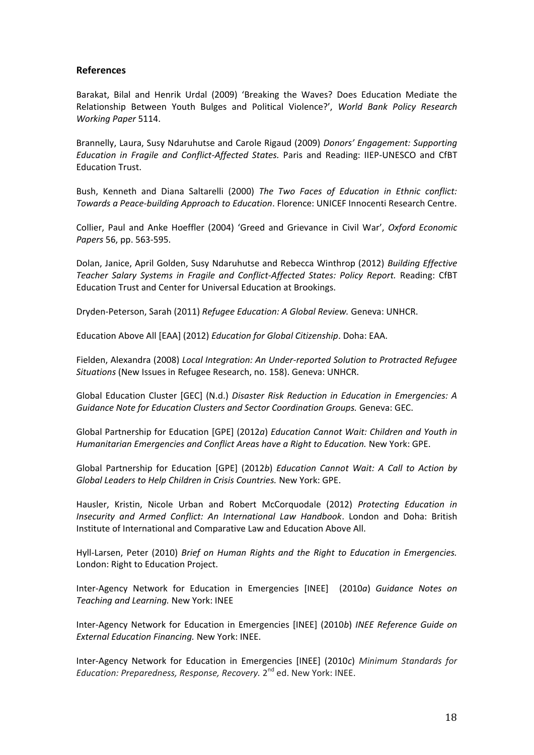## References

Barakat, Bilal and Henrik Urdal (2009) 'Breaking the Waves? Does Education Mediate the Relationship Between Youth Bulges and Political Violence?', *World Bank Policy Research Working Paper* 5114.

Brannelly, Laura, Susy Ndaruhutse and Carole Rigaud (2009) *Donors' Engagement: Supporting Education in Fragile and Conflict-Affected States.* Paris and Reading: IIEP-UNESCO and CfBT Education Trust.

Bush, Kenneth and Diana Saltarelli (2000) *The Two Faces of Education in Ethnic conflict: Towards a Peace-building Approach to Education*. Florence: UNICEF Innocenti Research Centre.

Collier, Paul and Anke Hoeffler (2004) 'Greed and Grievance in Civil War', *Oxford Economic Papers* 56, pp. 563-595.

Dolan, Janice, April Golden, Susy Ndaruhutse and Rebecca Winthrop (2012) *Building Effective Teacher Salary Systems in Fragile and Conflict-Affected States: Policy Report.* Reading: CfBT Education Trust and Center for Universal Education at Brookings.

Dryden-Peterson, Sarah (2011) *Refugee Education: A Global Review.* Geneva: UNHCR.

Education Above All [EAA] (2012) *Education for Global Citizenship*. Doha: EAA.

Fielden, Alexandra (2008) *Local Integration: An Under-reported Solution to Protracted Refugee Situations* (New Issues in Refugee Research, no. 158). Geneva: UNHCR.

Global Education Cluster [GEC] (N.d.) *Disaster Risk Reduction in Education in Emergencies: A Guidance Note for Education Clusters and Sector Coordination Groups.* Geneva: GEC.

Global Partnership for Education [GPE] (2012*a*) *Education Cannot Wait: Children and Youth in Humanitarian Emergencies and Conflict Areas have a Right to Education.* New York: GPE.

Global Partnership for Education [GPE] (2012*b*) *Education Cannot Wait: A Call to Action by Global Leaders to Help Children in Crisis Countries.* New York: GPE.

Hausler, Kristin, Nicole Urban and Robert McCorquodale (2012) *Protecting Education in Insecurity and Armed Conflict: An International Law Handbook*. London and Doha: British Institute of International and Comparative Law and Education Above All.

Hyll-Larsen, Peter (2010) *Brief on Human Rights and the Right to Education in Emergencies.* London: Right to Education Project.

Inter-Agency Network for Education in Emergencies [INEE] (2010*a*) *Guidance Notes on Teaching and Learning.* New York: INEE

Inter-Agency Network for Education in Emergencies [INEE] (2010*b*) *INEE Reference Guide on External Education Financing.* New York: INEE.

Inter-Agency Network for Education in Emergencies [INEE] (2010*c*) *Minimum Standards for Education: Preparedness, Response, Recovery.* 2nd ed. New York: INEE.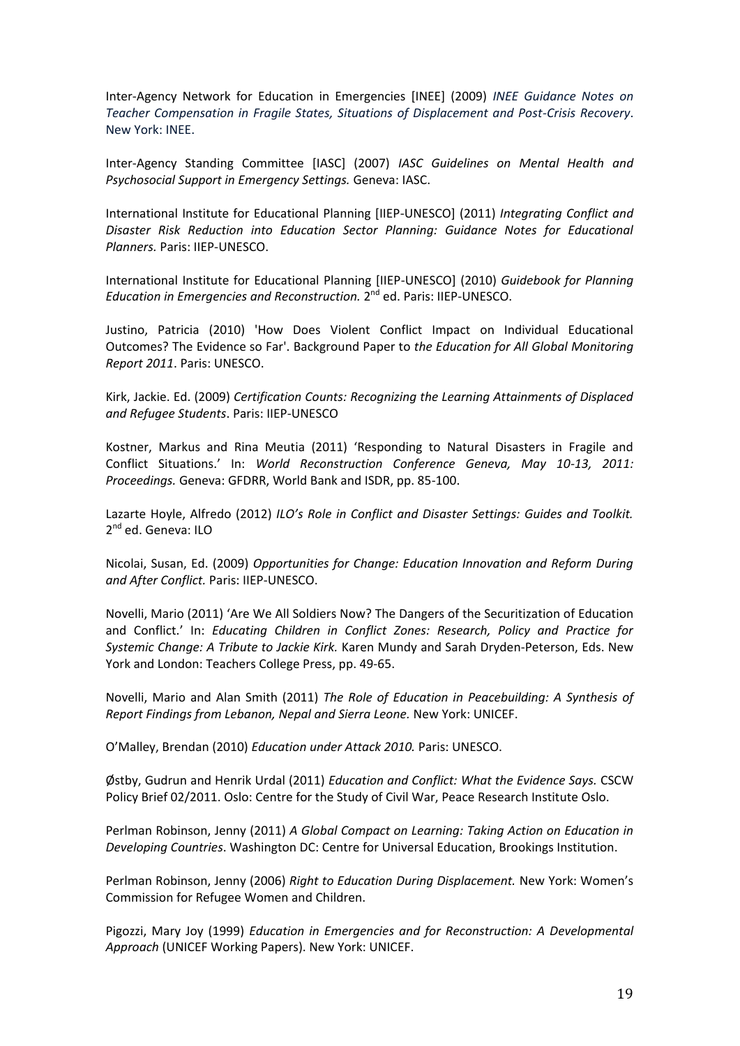Inter-Agency Network for Education in Emergencies [INEE] (2009) *INEE Guidance Notes on Teacher Compensation in Fragile States, Situations of Displacement and Post-Crisis Recovery*. New York: INEE.

Inter-Agency Standing Committee [IASC] (2007) *IASC Guidelines on Mental Health and Psychosocial Support in Emergency Settings.* Geneva: IASC.

International Institute for Educational Planning [IIEP-UNESCO] (2011) *Integrating Conflict and Disaster Risk Reduction into Education Sector Planning: Guidance Notes for Educational Planners.* Paris: IIEP-UNESCO.

International Institute for Educational Planning [IIEP-UNESCO] (2010) *Guidebook for Planning Education in Emergencies and Reconstruction.* 2nd ed. Paris: IIEP-UNESCO.

Justino, Patricia (2010) 'How Does Violent Conflict Impact on Individual Educational Outcomes? The Evidence so Far'. Background Paper to *the Education for All Global Monitoring Report 2011*. Paris: UNESCO.

Kirk, Jackie. Ed. (2009) *Certification Counts: Recognizing the Learning Attainments of Displaced and Refugee Students*. Paris: IIEP-UNESCO

Kostner, Markus and Rina Meutia (2011) 'Responding to Natural Disasters in Fragile and Conflict Situations.' In: *World Reconstruction Conference Geneva, May 10-13, 2011: Proceedings.* Geneva: GFDRR, World Bank and ISDR, pp. 85-100.

Lazarte Hoyle, Alfredo (2012) *ILO's Role in Conflict and Disaster Settings: Guides and Toolkit.* 2nd ed. Geneva: ILO

Nicolai, Susan, Ed. (2009) *Opportunities for Change: Education Innovation and Reform During and After Conflict.* Paris: IIEP-UNESCO.

Novelli, Mario (2011) 'Are We All Soldiers Now? The Dangers of the Securitization of Education and Conflict.' In: *Educating Children in Conflict Zones: Research, Policy and Practice for Systemic Change: A Tribute to Jackie Kirk.* Karen Mundy and Sarah Dryden-Peterson, Eds. New York and London: Teachers College Press, pp. 49-65.

Novelli, Mario and Alan Smith (2011) *The Role of Education in Peacebuilding: A Synthesis of Report Findings from Lebanon, Nepal and Sierra Leone.* New York: UNICEF.

O'Malley, Brendan (2010) *Education under Attack 2010.* Paris: UNESCO.

Østby, Gudrun and Henrik Urdal (2011) *Education and Conflict: What the Evidence Says.* CSCW Policy Brief 02/2011. Oslo: Centre for the Study of Civil War, Peace Research Institute Oslo.

Perlman Robinson, Jenny (2011) *A Global Compact on Learning: Taking Action on Education in Developing Countries*. Washington DC: Centre for Universal Education, Brookings Institution.

Perlman Robinson, Jenny (2006) *Right to Education During Displacement.* New York: Women's Commission for Refugee Women and Children.

Pigozzi, Mary Joy (1999) *Education in Emergencies and for Reconstruction: A Developmental Approach* (UNICEF Working Papers). New York: UNICEF.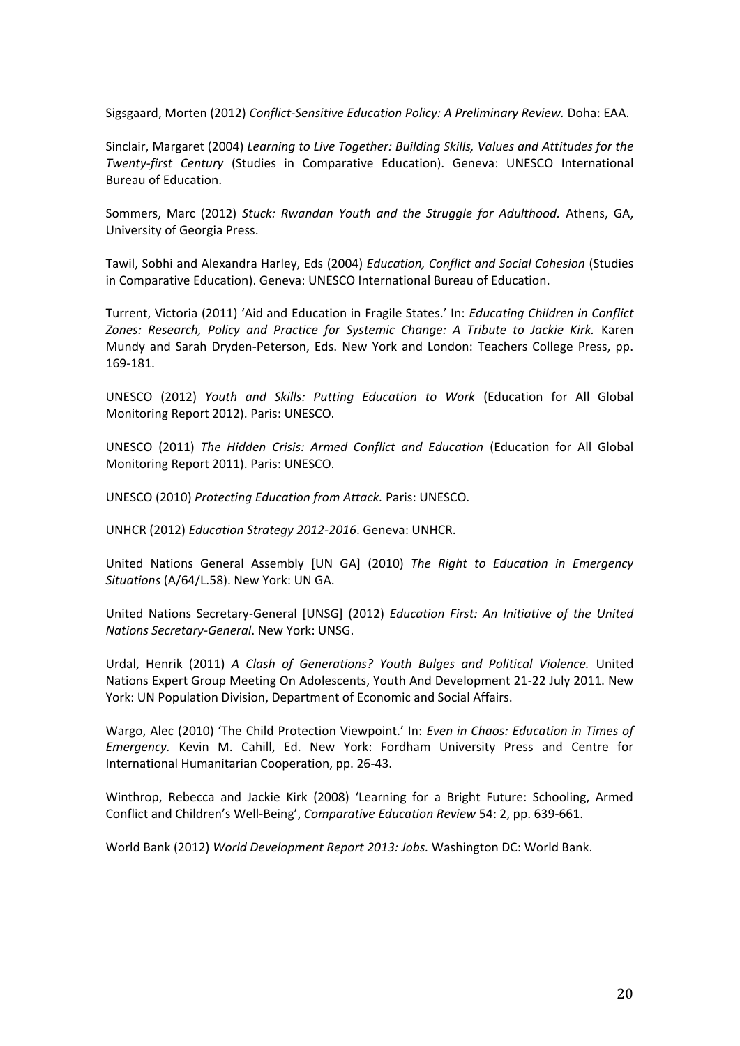Sigsgaard, Morten (2012) *Conflict-Sensitive Education Policy: A Preliminary Review.* Doha: EAA.

Sinclair, Margaret (2004) *Learning to Live Together: Building Skills, Values and Attitudes for the Twenty-first Century* (Studies in Comparative Education). Geneva: UNESCO International Bureau of Education.

Sommers, Marc (2012) *Stuck: Rwandan Youth and the Struggle for Adulthood.* Athens, GA, University of Georgia Press.

Tawil, Sobhi and Alexandra Harley, Eds (2004) *Education, Conflict and Social Cohesion* (Studies in Comparative Education). Geneva: UNESCO International Bureau of Education.

Turrent, Victoria (2011) 'Aid and Education in Fragile States.' In: *Educating Children in Conflict Zones: Research, Policy and Practice for Systemic Change: A Tribute to Jackie Kirk.* Karen Mundy and Sarah Dryden-Peterson, Eds. New York and London: Teachers College Press, pp. 169-181.

UNESCO (2012) *Youth and Skills: Putting Education to Work* (Education for All Global Monitoring Report 2012). Paris: UNESCO.

UNESCO (2011) *The Hidden Crisis: Armed Conflict and Education* (Education for All Global Monitoring Report 2011). Paris: UNESCO.

UNESCO (2010) *Protecting Education from Attack.* Paris: UNESCO.

UNHCR (2012) *Education Strategy 2012-2016*. Geneva: UNHCR.

United Nations General Assembly [UN GA] (2010) *The Right to Education in Emergency Situations* (A/64/L.58). New York: UN GA.

United Nations Secretary-General [UNSG] (2012) *Education First: An Initiative of the United Nations Secretary-General*. New York: UNSG.

Urdal, Henrik (2011) *A Clash of Generations? Youth Bulges and Political Violence.* United Nations Expert Group Meeting On Adolescents, Youth And Development 21-22 July 2011. New York: UN Population Division, Department of Economic and Social Affairs.

Wargo, Alec (2010) 'The Child Protection Viewpoint.' In: *Even in Chaos: Education in Times of Emergency.* Kevin M. Cahill, Ed. New York: Fordham University Press and Centre for International Humanitarian Cooperation, pp. 26-43.

Winthrop, Rebecca and Jackie Kirk (2008) 'Learning for a Bright Future: Schooling, Armed Conflict and Children's Well-Being', *Comparative Education Review* 54: 2, pp. 639-661.

World Bank (2012) *World Development Report 2013: Jobs.* Washington DC: World Bank.